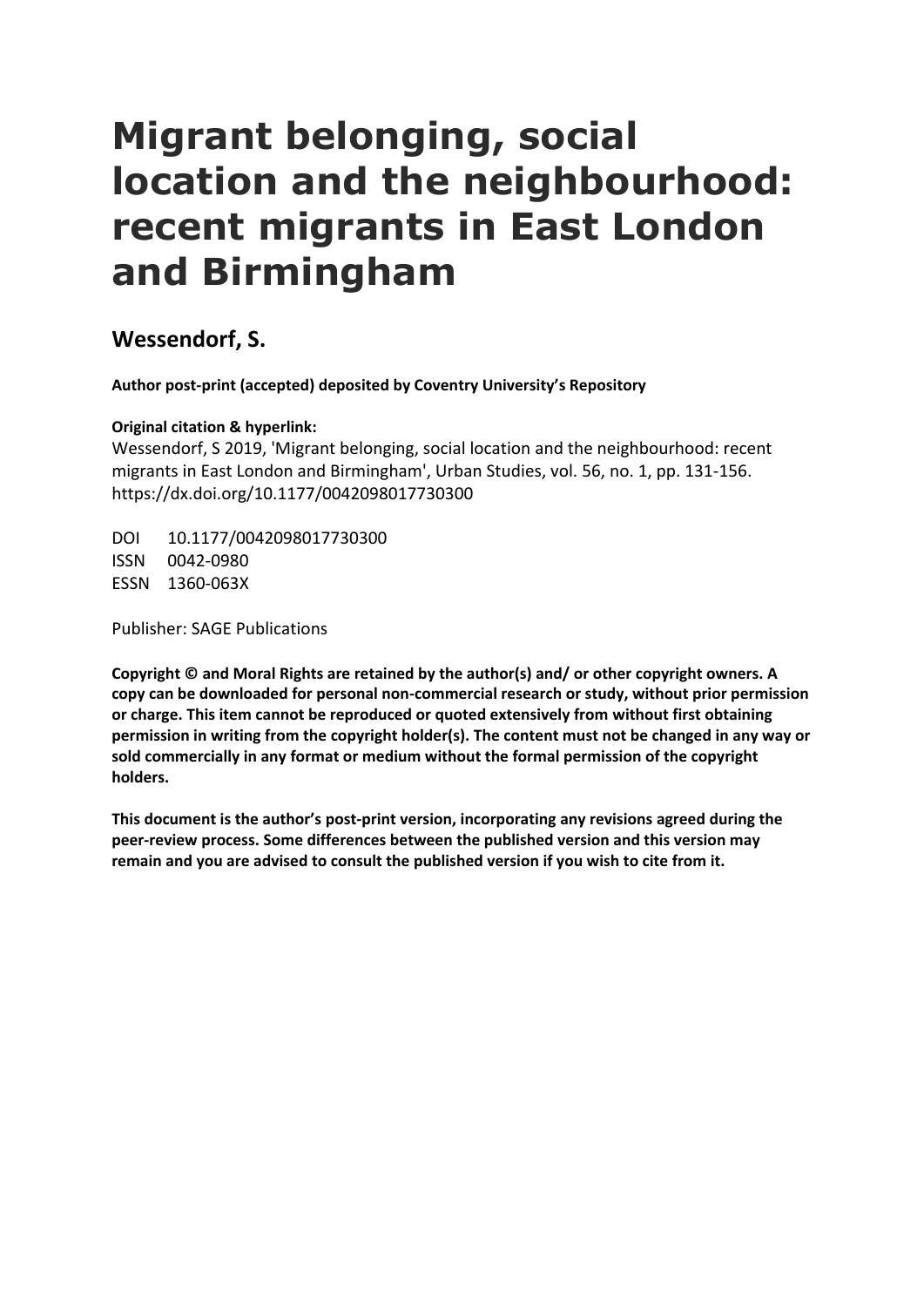# Migrant belonging, social location and the neighbourhood: recent migrants in East London and Birmingham

## Wessendorf, S.

**Author post-print (accepted) deposited by Coventry University's Repository**

**Original citation & hyperlink:**

Wessendorf, S 2019, 'Migrant belonging, social location and the neighbourhood: recent migrants in East London and Birmingham', Urban Studies, vol. 56, no. 1, pp. 131-156.
https://dx.doi.org/10.1177/0042098017730300

DOI 10.1177/0042098017730300
ISSN 0042-0980
ESSN 1360-063X

Publisher: SAGE Publications

**Copyright © and Moral Rights are retained by the author(s) and/ or other copyright owners. A copy can be downloaded for personal non-commercial research or study, without prior permission or charge. This item cannot be reproduced or quoted extensively from without first obtaining permission in writing from the copyright holder(s). The content must not be changed in any way or sold commercially in any format or medium without the formal permission of the copyright holders.**

**This document is the author's post-print version, incorporating any revisions agreed during the peer-review process. Some differences between the published version and this version may remain and you are advised to consult the published version if you wish to cite from it.**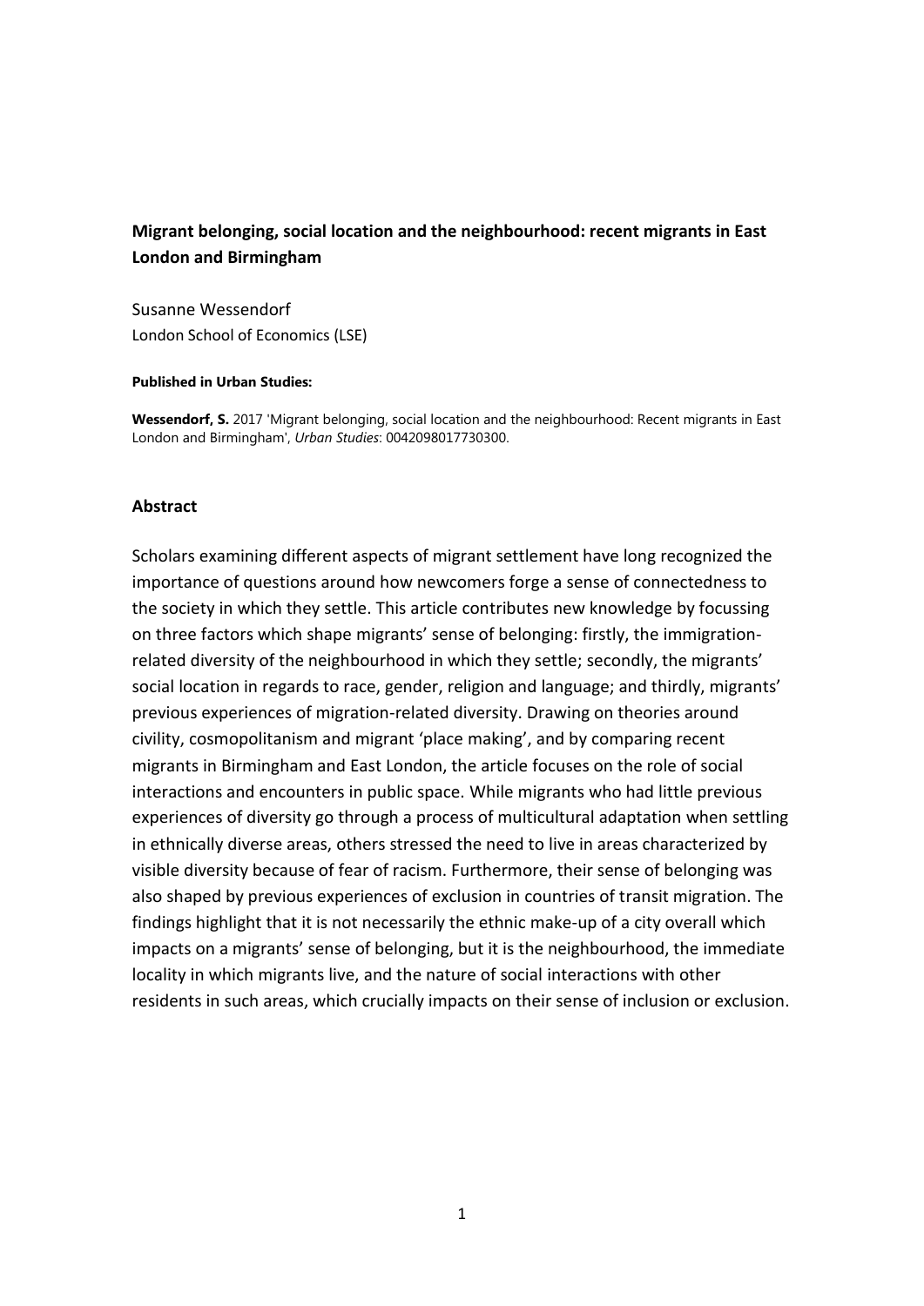**Migrant belonging, social location and the neighbourhood: recent migrants in East London and Birmingham**

Susanne Wessendorf
London School of Economics (LSE)

**Published in Urban Studies:**

**Wessendorf, S.** 2017 'Migrant belonging, social location and the neighbourhood: Recent migrants in East London and Birmingham', *Urban Studies*: 0042098017730300.

## Abstract

Scholars examining different aspects of migrant settlement have long recognized the importance of questions around how newcomers forge a sense of connectedness to the society in which they settle. This article contributes new knowledge by focussing on three factors which shape migrants' sense of belonging: firstly, the immigration-related diversity of the neighbourhood in which they settle; secondly, the migrants' social location in regards to race, gender, religion and language; and thirdly, migrants' previous experiences of migration-related diversity. Drawing on theories around civility, cosmopolitanism and migrant 'place making', and by comparing recent migrants in Birmingham and East London, the article focuses on the role of social interactions and encounters in public space. While migrants who had little previous experiences of diversity go through a process of multicultural adaptation when settling in ethnically diverse areas, others stressed the need to live in areas characterized by visible diversity because of fear of racism. Furthermore, their sense of belonging was also shaped by previous experiences of exclusion in countries of transit migration. The findings highlight that it is not necessarily the ethnic make-up of a city overall which impacts on a migrants' sense of belonging, but it is the neighbourhood, the immediate locality in which migrants live, and the nature of social interactions with other residents in such areas, which crucially impacts on their sense of inclusion or exclusion.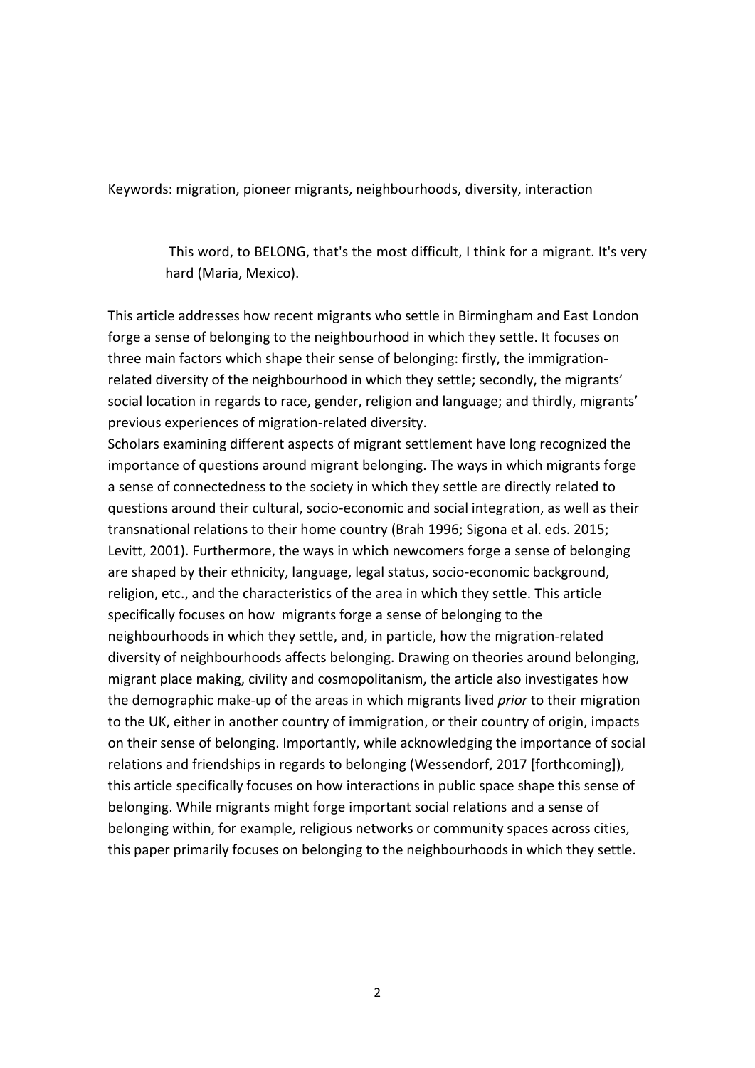Keywords: migration, pioneer migrants, neighbourhoods, diversity, interaction

> This word, to BELONG, that's the most difficult, I think for a migrant. It's very hard (Maria, Mexico).

This article addresses how recent migrants who settle in Birmingham and East London forge a sense of belonging to the neighbourhood in which they settle. It focuses on three main factors which shape their sense of belonging: firstly, the immigration-related diversity of the neighbourhood in which they settle; secondly, the migrants' social location in regards to race, gender, religion and language; and thirdly, migrants' previous experiences of migration-related diversity.

Scholars examining different aspects of migrant settlement have long recognized the importance of questions around migrant belonging. The ways in which migrants forge a sense of connectedness to the society in which they settle are directly related to questions around their cultural, socio-economic and social integration, as well as their transnational relations to their home country (Brah 1996; Sigona et al. eds. 2015; Levitt, 2001). Furthermore, the ways in which newcomers forge a sense of belonging are shaped by their ethnicity, language, legal status, socio-economic background, religion, etc., and the characteristics of the area in which they settle. This article specifically focuses on how migrants forge a sense of belonging to the neighbourhoods in which they settle, and, in particle, how the migration-related diversity of neighbourhoods affects belonging. Drawing on theories around belonging, migrant place making, civility and cosmopolitanism, the article also investigates how the demographic make-up of the areas in which migrants lived *prior* to their migration to the UK, either in another country of immigration, or their country of origin, impacts on their sense of belonging. Importantly, while acknowledging the importance of social relations and friendships in regards to belonging (Wessendorf, 2017 [forthcoming]), this article specifically focuses on how interactions in public space shape this sense of belonging. While migrants might forge important social relations and a sense of belonging within, for example, religious networks or community spaces across cities, this paper primarily focuses on belonging to the neighbourhoods in which they settle.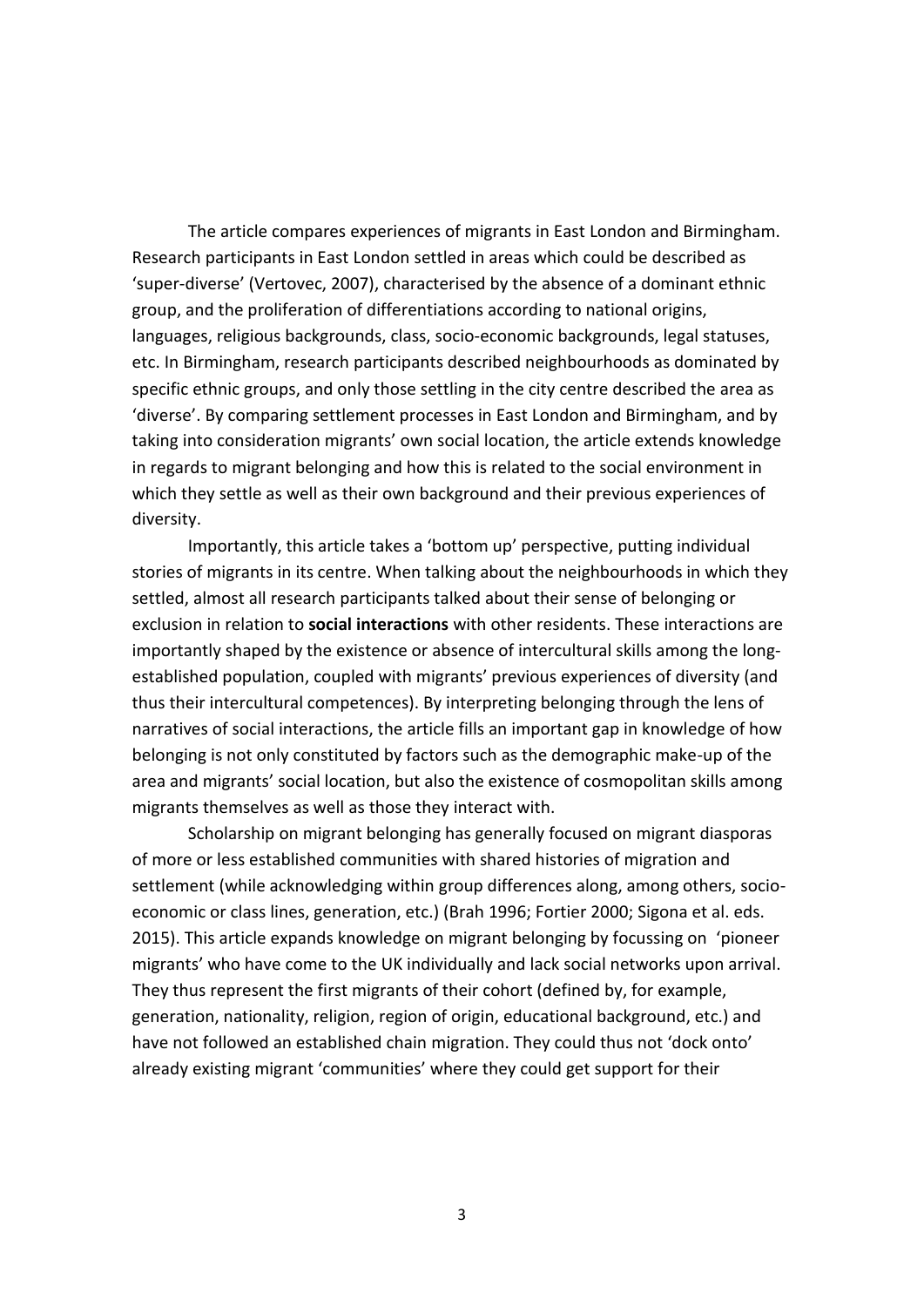The article compares experiences of migrants in East London and Birmingham. Research participants in East London settled in areas which could be described as 'super-diverse' (Vertovec, 2007), characterised by the absence of a dominant ethnic group, and the proliferation of differentiations according to national origins, languages, religious backgrounds, class, socio-economic backgrounds, legal statuses, etc. In Birmingham, research participants described neighbourhoods as dominated by specific ethnic groups, and only those settling in the city centre described the area as 'diverse'. By comparing settlement processes in East London and Birmingham, and by taking into consideration migrants' own social location, the article extends knowledge in regards to migrant belonging and how this is related to the social environment in which they settle as well as their own background and their previous experiences of diversity.

Importantly, this article takes a 'bottom up' perspective, putting individual stories of migrants in its centre. When talking about the neighbourhoods in which they settled, almost all research participants talked about their sense of belonging or exclusion in relation to **social interactions** with other residents. These interactions are importantly shaped by the existence or absence of intercultural skills among the long-established population, coupled with migrants' previous experiences of diversity (and thus their intercultural competences). By interpreting belonging through the lens of narratives of social interactions, the article fills an important gap in knowledge of how belonging is not only constituted by factors such as the demographic make-up of the area and migrants' social location, but also the existence of cosmopolitan skills among migrants themselves as well as those they interact with.

Scholarship on migrant belonging has generally focused on migrant diasporas of more or less established communities with shared histories of migration and settlement (while acknowledging within group differences along, among others, socio-economic or class lines, generation, etc.) (Brah 1996; Fortier 2000; Sigona et al. eds. 2015). This article expands knowledge on migrant belonging by focussing on 'pioneer migrants' who have come to the UK individually and lack social networks upon arrival. They thus represent the first migrants of their cohort (defined by, for example, generation, nationality, religion, region of origin, educational background, etc.) and have not followed an established chain migration. They could thus not 'dock onto' already existing migrant 'communities' where they could get support for their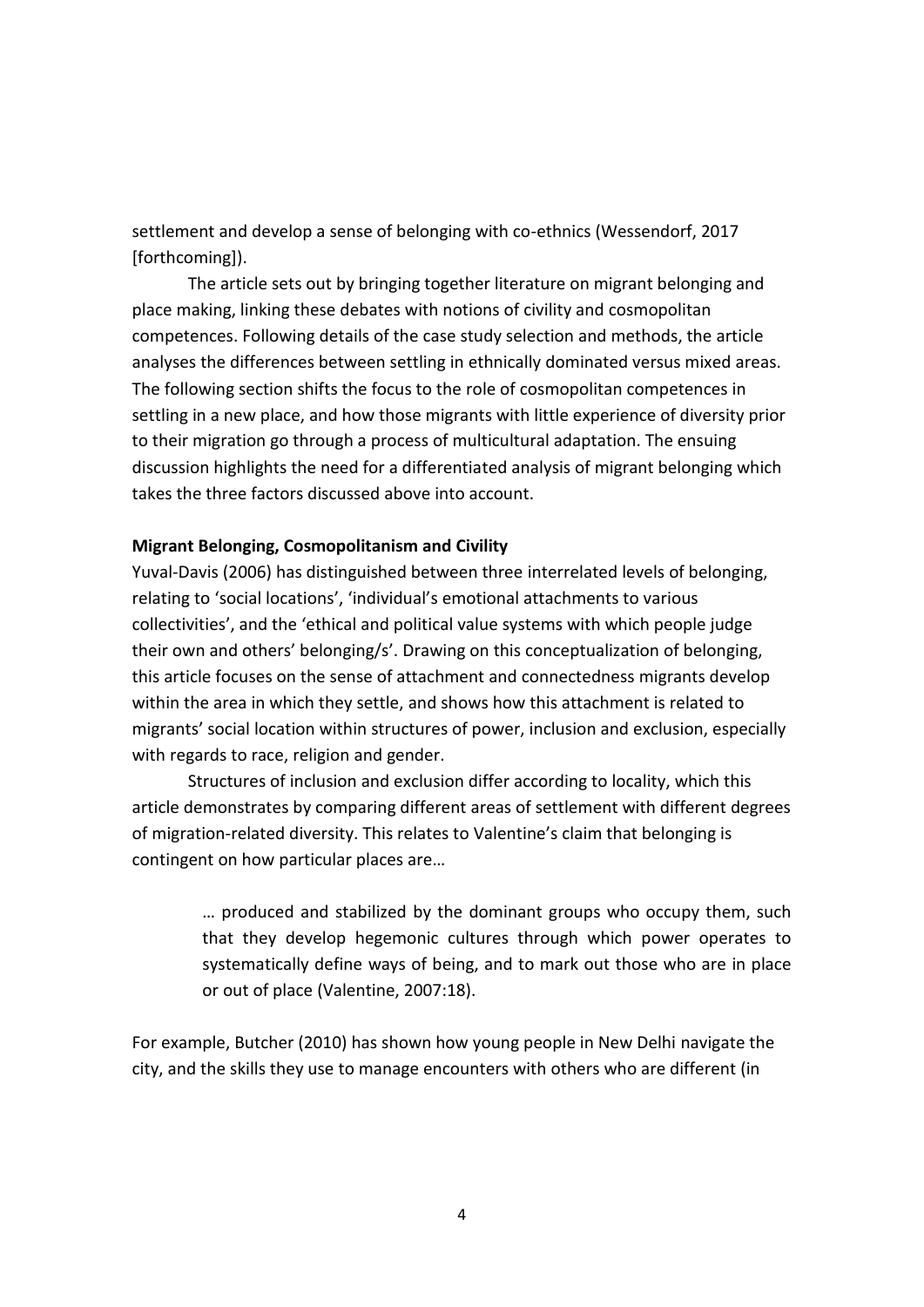settlement and develop a sense of belonging with co-ethnics (Wessendorf, 2017 [forthcoming]).

The article sets out by bringing together literature on migrant belonging and place making, linking these debates with notions of civility and cosmopolitan competences. Following details of the case study selection and methods, the article analyses the differences between settling in ethnically dominated versus mixed areas. The following section shifts the focus to the role of cosmopolitan competences in settling in a new place, and how those migrants with little experience of diversity prior to their migration go through a process of multicultural adaptation. The ensuing discussion highlights the need for a differentiated analysis of migrant belonging which takes the three factors discussed above into account.

**Migrant Belonging, Cosmopolitanism and Civility**

Yuval-Davis (2006) has distinguished between three interrelated levels of belonging, relating to 'social locations', 'individual's emotional attachments to various collectivities', and the 'ethical and political value systems with which people judge their own and others' belonging/s'. Drawing on this conceptualization of belonging, this article focuses on the sense of attachment and connectedness migrants develop within the area in which they settle, and shows how this attachment is related to migrants' social location within structures of power, inclusion and exclusion, especially with regards to race, religion and gender.

Structures of inclusion and exclusion differ according to locality, which this article demonstrates by comparing different areas of settlement with different degrees of migration-related diversity. This relates to Valentine's claim that belonging is contingent on how particular places are…

> … produced and stabilized by the dominant groups who occupy them, such that they develop hegemonic cultures through which power operates to systematically define ways of being, and to mark out those who are in place or out of place (Valentine, 2007:18).

For example, Butcher (2010) has shown how young people in New Delhi navigate the city, and the skills they use to manage encounters with others who are different (in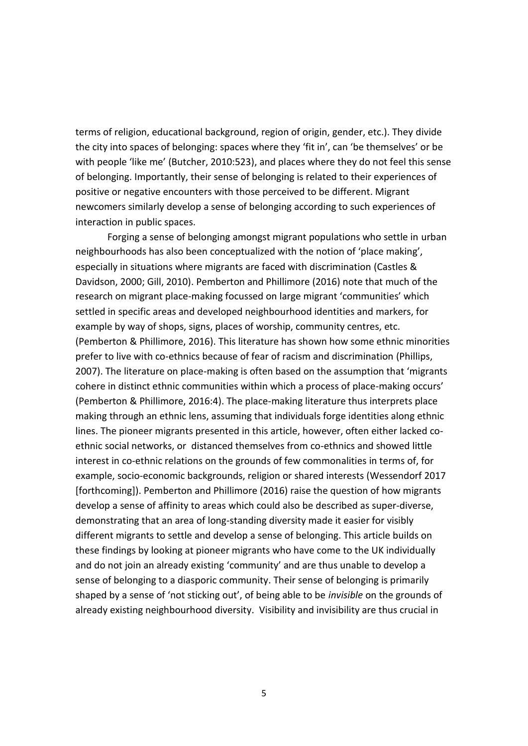terms of religion, educational background, region of origin, gender, etc.). They divide the city into spaces of belonging: spaces where they 'fit in', can 'be themselves' or be with people 'like me' (Butcher, 2010:523), and places where they do not feel this sense of belonging. Importantly, their sense of belonging is related to their experiences of positive or negative encounters with those perceived to be different. Migrant newcomers similarly develop a sense of belonging according to such experiences of interaction in public spaces.

Forging a sense of belonging amongst migrant populations who settle in urban neighbourhoods has also been conceptualized with the notion of 'place making', especially in situations where migrants are faced with discrimination (Castles & Davidson, 2000; Gill, 2010). Pemberton and Phillimore (2016) note that much of the research on migrant place-making focussed on large migrant 'communities' which settled in specific areas and developed neighbourhood identities and markers, for example by way of shops, signs, places of worship, community centres, etc. (Pemberton & Phillimore, 2016). This literature has shown how some ethnic minorities prefer to live with co-ethnics because of fear of racism and discrimination (Phillips, 2007). The literature on place-making is often based on the assumption that 'migrants cohere in distinct ethnic communities within which a process of place-making occurs' (Pemberton & Phillimore, 2016:4). The place-making literature thus interprets place making through an ethnic lens, assuming that individuals forge identities along ethnic lines. The pioneer migrants presented in this article, however, often either lacked co-ethnic social networks, or distanced themselves from co-ethnics and showed little interest in co-ethnic relations on the grounds of few commonalities in terms of, for example, socio-economic backgrounds, religion or shared interests (Wessendorf 2017 [forthcoming]). Pemberton and Phillimore (2016) raise the question of how migrants develop a sense of affinity to areas which could also be described as super-diverse, demonstrating that an area of long-standing diversity made it easier for visibly different migrants to settle and develop a sense of belonging. This article builds on these findings by looking at pioneer migrants who have come to the UK individually and do not join an already existing 'community' and are thus unable to develop a sense of belonging to a diasporic community. Their sense of belonging is primarily shaped by a sense of 'not sticking out', of being able to be *invisible* on the grounds of already existing neighbourhood diversity. Visibility and invisibility are thus crucial in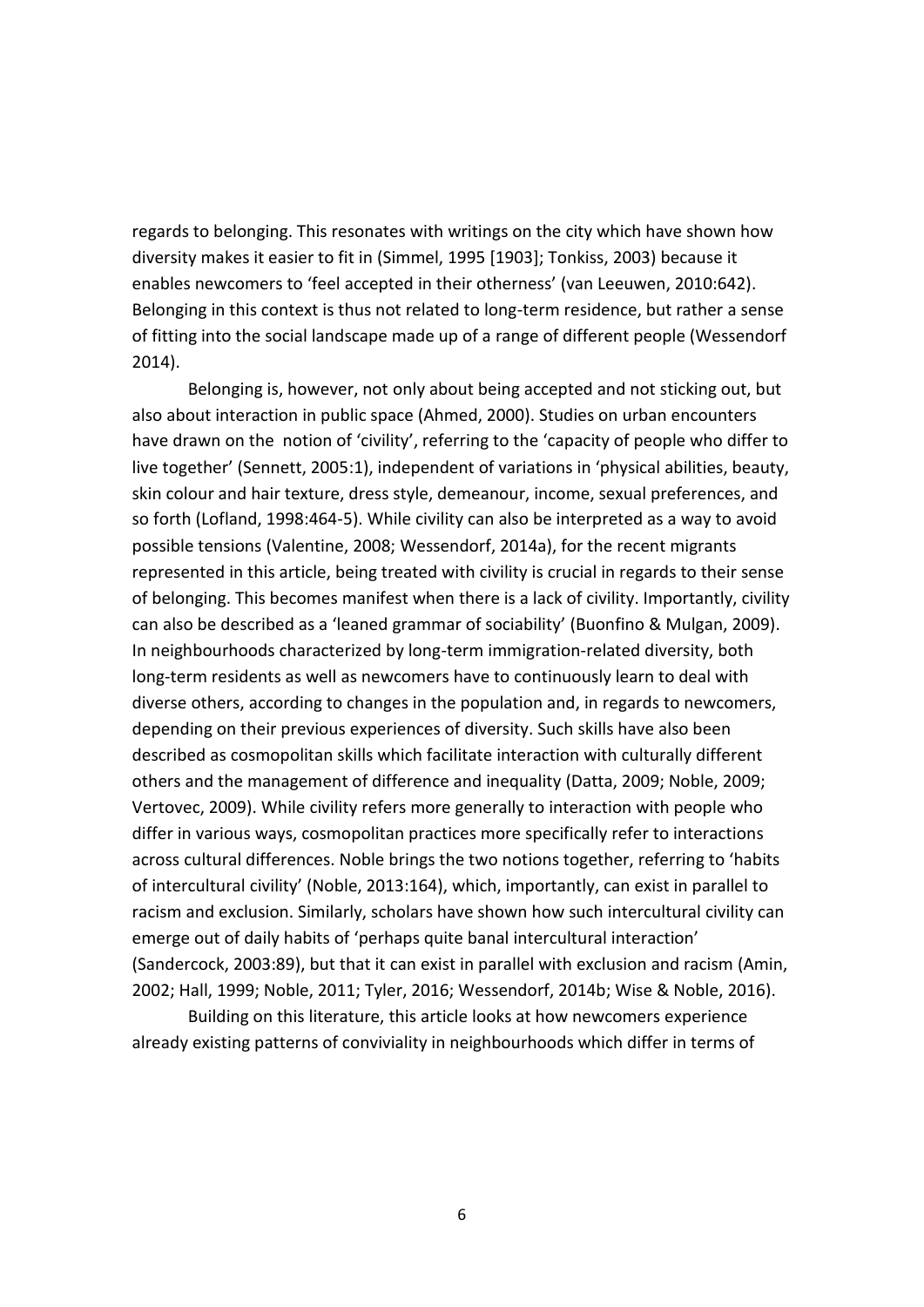regards to belonging. This resonates with writings on the city which have shown how diversity makes it easier to fit in (Simmel, 1995 [1903]; Tonkiss, 2003) because it enables newcomers to 'feel accepted in their otherness' (van Leeuwen, 2010:642). Belonging in this context is thus not related to long-term residence, but rather a sense of fitting into the social landscape made up of a range of different people (Wessendorf 2014).

Belonging is, however, not only about being accepted and not sticking out, but also about interaction in public space (Ahmed, 2000). Studies on urban encounters have drawn on the notion of 'civility', referring to the 'capacity of people who differ to live together' (Sennett, 2005:1), independent of variations in 'physical abilities, beauty, skin colour and hair texture, dress style, demeanour, income, sexual preferences, and so forth (Lofland, 1998:464-5). While civility can also be interpreted as a way to avoid possible tensions (Valentine, 2008; Wessendorf, 2014a), for the recent migrants represented in this article, being treated with civility is crucial in regards to their sense of belonging. This becomes manifest when there is a lack of civility. Importantly, civility can also be described as a 'leaned grammar of sociability' (Buonfino & Mulgan, 2009). In neighbourhoods characterized by long-term immigration-related diversity, both long-term residents as well as newcomers have to continuously learn to deal with diverse others, according to changes in the population and, in regards to newcomers, depending on their previous experiences of diversity. Such skills have also been described as cosmopolitan skills which facilitate interaction with culturally different others and the management of difference and inequality (Datta, 2009; Noble, 2009; Vertovec, 2009). While civility refers more generally to interaction with people who differ in various ways, cosmopolitan practices more specifically refer to interactions across cultural differences. Noble brings the two notions together, referring to 'habits of intercultural civility' (Noble, 2013:164), which, importantly, can exist in parallel to racism and exclusion. Similarly, scholars have shown how such intercultural civility can emerge out of daily habits of 'perhaps quite banal intercultural interaction' (Sandercock, 2003:89), but that it can exist in parallel with exclusion and racism (Amin, 2002; Hall, 1999; Noble, 2011; Tyler, 2016; Wessendorf, 2014b; Wise & Noble, 2016).

Building on this literature, this article looks at how newcomers experience already existing patterns of conviviality in neighbourhoods which differ in terms of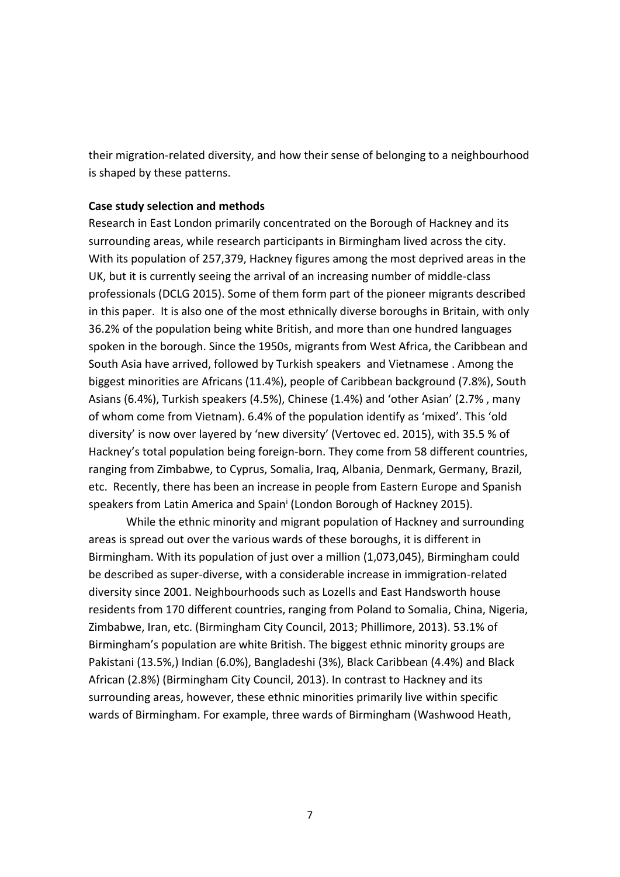their migration-related diversity, and how their sense of belonging to a neighbourhood is shaped by these patterns.

**Case study selection and methods**

Research in East London primarily concentrated on the Borough of Hackney and its surrounding areas, while research participants in Birmingham lived across the city. With its population of 257,379, Hackney figures among the most deprived areas in the UK, but it is currently seeing the arrival of an increasing number of middle-class professionals (DCLG 2015). Some of them form part of the pioneer migrants described in this paper. It is also one of the most ethnically diverse boroughs in Britain, with only 36.2% of the population being white British, and more than one hundred languages spoken in the borough. Since the 1950s, migrants from West Africa, the Caribbean and South Asia have arrived, followed by Turkish speakers and Vietnamese . Among the biggest minorities are Africans (11.4%), people of Caribbean background (7.8%), South Asians (6.4%), Turkish speakers (4.5%), Chinese (1.4%) and 'other Asian' (2.7% , many of whom come from Vietnam). 6.4% of the population identify as 'mixed'. This 'old diversity' is now over layered by 'new diversity' (Vertovec ed. 2015), with 35.5 % of Hackney's total population being foreign-born. They come from 58 different countries, ranging from Zimbabwe, to Cyprus, Somalia, Iraq, Albania, Denmark, Germany, Brazil, etc. Recently, there has been an increase in people from Eastern Europe and Spanish speakers from Latin America and Spain[i] (London Borough of Hackney 2015).

While the ethnic minority and migrant population of Hackney and surrounding areas is spread out over the various wards of these boroughs, it is different in Birmingham. With its population of just over a million (1,073,045), Birmingham could be described as super-diverse, with a considerable increase in immigration-related diversity since 2001. Neighbourhoods such as Lozells and East Handsworth house residents from 170 different countries, ranging from Poland to Somalia, China, Nigeria, Zimbabwe, Iran, etc. (Birmingham City Council, 2013; Phillimore, 2013). 53.1% of Birmingham's population are white British. The biggest ethnic minority groups are Pakistani (13.5%,) Indian (6.0%), Bangladeshi (3%), Black Caribbean (4.4%) and Black African (2.8%) (Birmingham City Council, 2013). In contrast to Hackney and its surrounding areas, however, these ethnic minorities primarily live within specific wards of Birmingham. For example, three wards of Birmingham (Washwood Heath,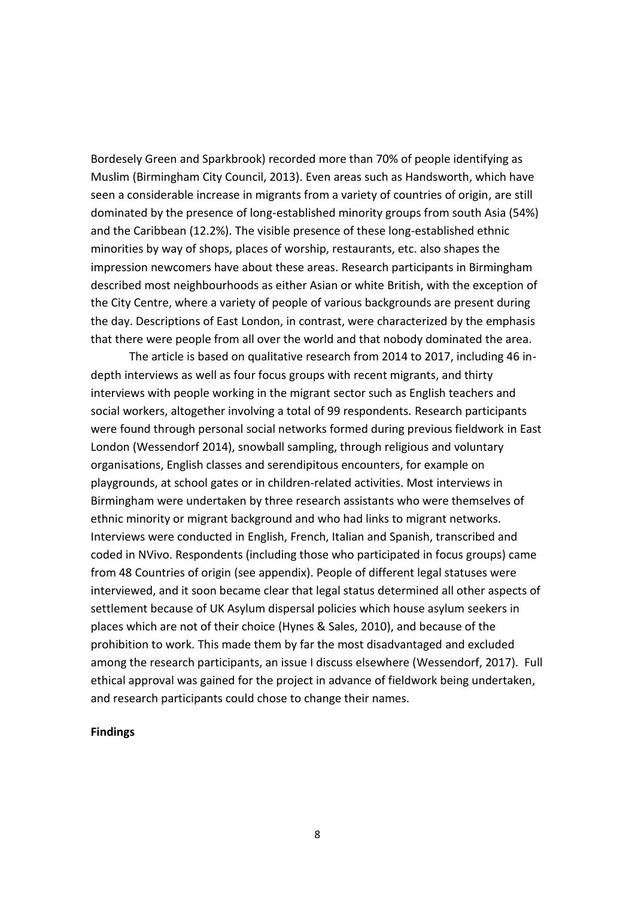Bordesely Green and Sparkbrook) recorded more than 70% of people identifying as Muslim (Birmingham City Council, 2013). Even areas such as Handsworth, which have seen a considerable increase in migrants from a variety of countries of origin, are still dominated by the presence of long-established minority groups from south Asia (54%) and the Caribbean (12.2%). The visible presence of these long-established ethnic minorities by way of shops, places of worship, restaurants, etc. also shapes the impression newcomers have about these areas. Research participants in Birmingham described most neighbourhoods as either Asian or white British, with the exception of the City Centre, where a variety of people of various backgrounds are present during the day. Descriptions of East London, in contrast, were characterized by the emphasis that there were people from all over the world and that nobody dominated the area.

The article is based on qualitative research from 2014 to 2017, including 46 in-depth interviews as well as four focus groups with recent migrants, and thirty interviews with people working in the migrant sector such as English teachers and social workers, altogether involving a total of 99 respondents. Research participants were found through personal social networks formed during previous fieldwork in East London (Wessendorf 2014), snowball sampling, through religious and voluntary organisations, English classes and serendipitous encounters, for example on playgrounds, at school gates or in children-related activities. Most interviews in Birmingham were undertaken by three research assistants who were themselves of ethnic minority or migrant background and who had links to migrant networks. Interviews were conducted in English, French, Italian and Spanish, transcribed and coded in NVivo. Respondents (including those who participated in focus groups) came from 48 Countries of origin (see appendix). People of different legal statuses were interviewed, and it soon became clear that legal status determined all other aspects of settlement because of UK Asylum dispersal policies which house asylum seekers in places which are not of their choice (Hynes & Sales, 2010), and because of the prohibition to work. This made them by far the most disadvantaged and excluded among the research participants, an issue I discuss elsewhere (Wessendorf, 2017). Full ethical approval was gained for the project in advance of fieldwork being undertaken, and research participants could chose to change their names.

**Findings**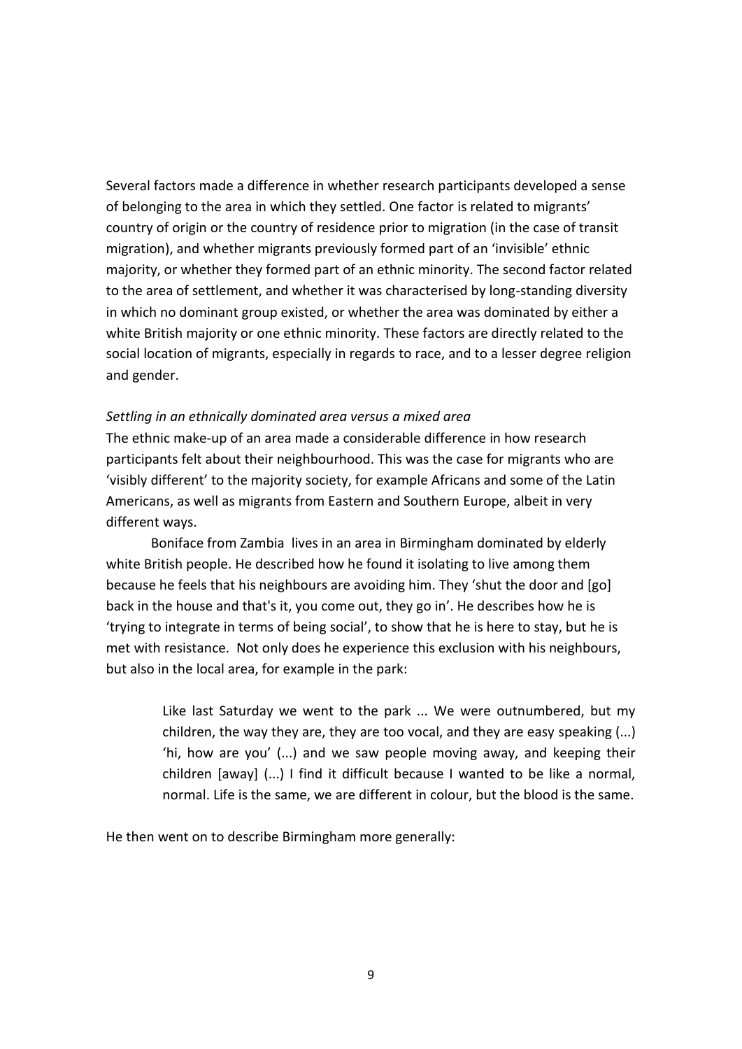Several factors made a difference in whether research participants developed a sense of belonging to the area in which they settled. One factor is related to migrants' country of origin or the country of residence prior to migration (in the case of transit migration), and whether migrants previously formed part of an 'invisible' ethnic majority, or whether they formed part of an ethnic minority. The second factor related to the area of settlement, and whether it was characterised by long-standing diversity in which no dominant group existed, or whether the area was dominated by either a white British majority or one ethnic minority. These factors are directly related to the social location of migrants, especially in regards to race, and to a lesser degree religion and gender.

*Settling in an ethnically dominated area versus a mixed area*

The ethnic make-up of an area made a considerable difference in how research participants felt about their neighbourhood. This was the case for migrants who are 'visibly different' to the majority society, for example Africans and some of the Latin Americans, as well as migrants from Eastern and Southern Europe, albeit in very different ways.

Boniface from Zambia lives in an area in Birmingham dominated by elderly white British people. He described how he found it isolating to live among them because he feels that his neighbours are avoiding him. They 'shut the door and [go] back in the house and that's it, you come out, they go in'. He describes how he is 'trying to integrate in terms of being social', to show that he is here to stay, but he is met with resistance. Not only does he experience this exclusion with his neighbours, but also in the local area, for example in the park:

> Like last Saturday we went to the park ... We were outnumbered, but my children, the way they are, they are too vocal, and they are easy speaking (...) 'hi, how are you' (...) and we saw people moving away, and keeping their children [away] (...) I find it difficult because I wanted to be like a normal, normal. Life is the same, we are different in colour, but the blood is the same.

He then went on to describe Birmingham more generally: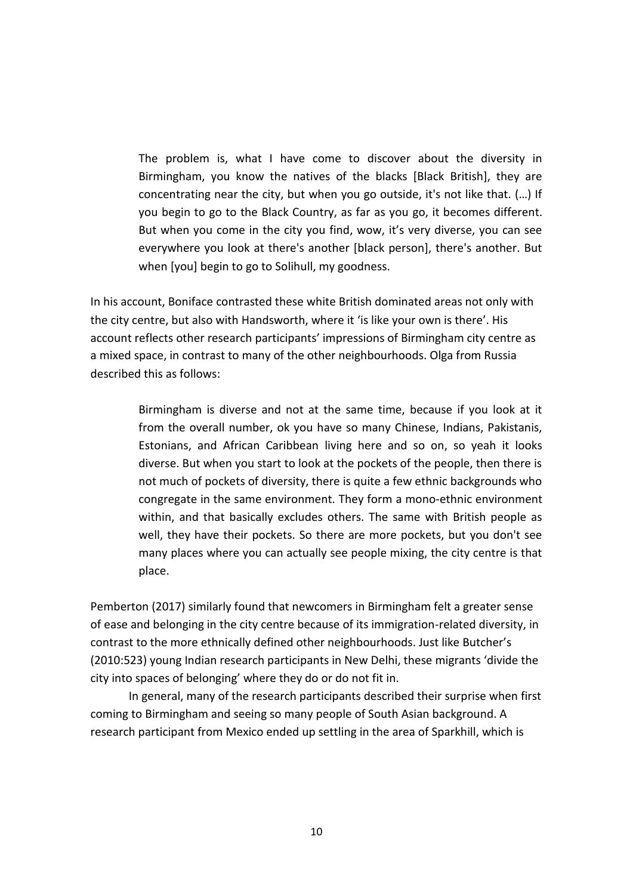> The problem is, what I have come to discover about the diversity in Birmingham, you know the natives of the blacks [Black British], they are concentrating near the city, but when you go outside, it's not like that. (…) If you begin to go to the Black Country, as far as you go, it becomes different. But when you come in the city you find, wow, it's very diverse, you can see everywhere you look at there's another [black person], there's another. But when [you] begin to go to Solihull, my goodness.

In his account, Boniface contrasted these white British dominated areas not only with the city centre, but also with Handsworth, where it 'is like your own is there'. His account reflects other research participants' impressions of Birmingham city centre as a mixed space, in contrast to many of the other neighbourhoods. Olga from Russia described this as follows:

> Birmingham is diverse and not at the same time, because if you look at it from the overall number, ok you have so many Chinese, Indians, Pakistanis, Estonians, and African Caribbean living here and so on, so yeah it looks diverse. But when you start to look at the pockets of the people, then there is not much of pockets of diversity, there is quite a few ethnic backgrounds who congregate in the same environment. They form a mono-ethnic environment within, and that basically excludes others. The same with British people as well, they have their pockets. So there are more pockets, but you don't see many places where you can actually see people mixing, the city centre is that place.

Pemberton (2017) similarly found that newcomers in Birmingham felt a greater sense of ease and belonging in the city centre because of its immigration-related diversity, in contrast to the more ethnically defined other neighbourhoods. Just like Butcher's (2010:523) young Indian research participants in New Delhi, these migrants 'divide the city into spaces of belonging' where they do or do not fit in.

In general, many of the research participants described their surprise when first coming to Birmingham and seeing so many people of South Asian background. A research participant from Mexico ended up settling in the area of Sparkhill, which is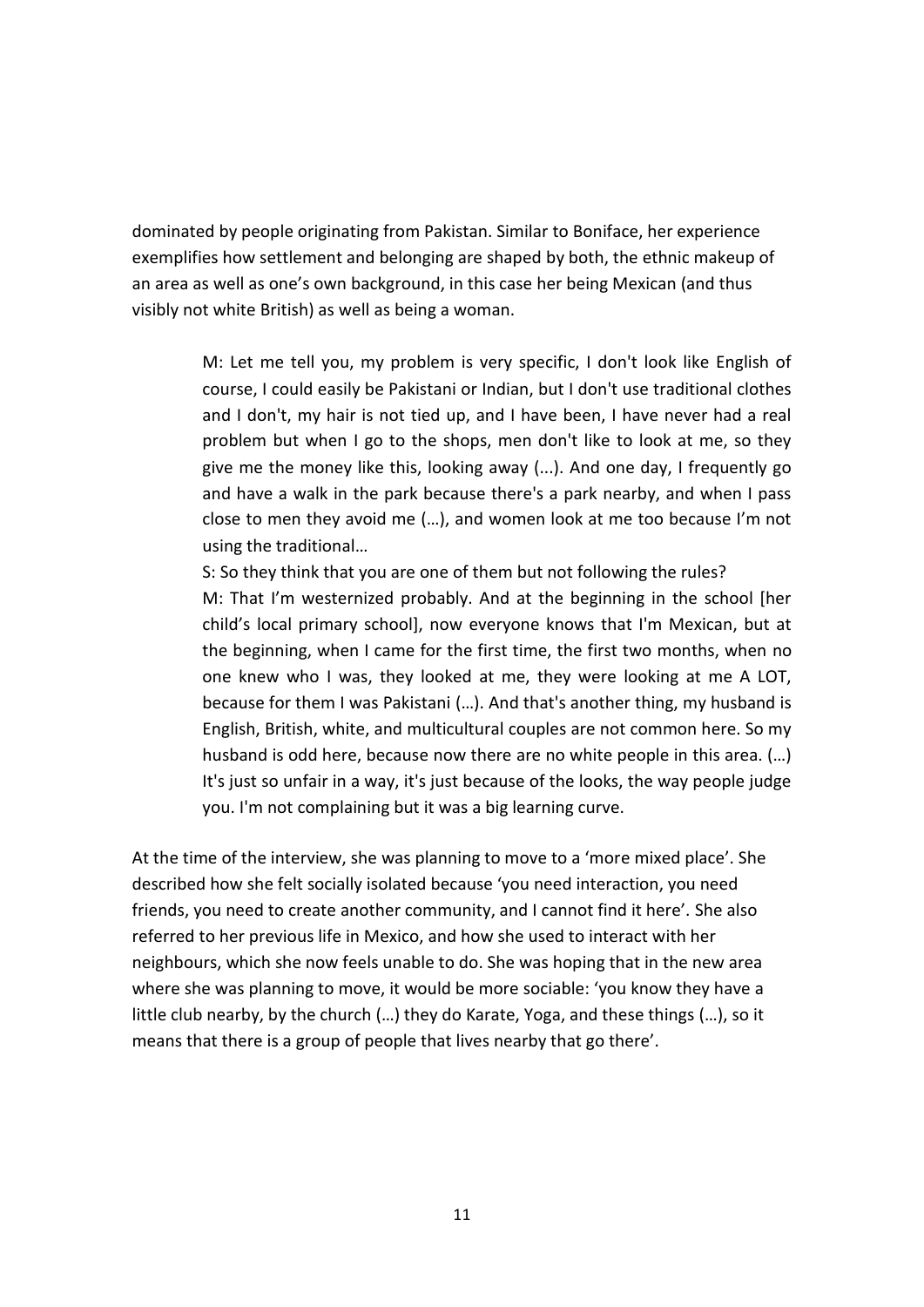dominated by people originating from Pakistan. Similar to Boniface, her experience exemplifies how settlement and belonging are shaped by both, the ethnic makeup of an area as well as one's own background, in this case her being Mexican (and thus visibly not white British) as well as being a woman.

> M: Let me tell you, my problem is very specific, I don't look like English of course, I could easily be Pakistani or Indian, but I don't use traditional clothes and I don't, my hair is not tied up, and I have been, I have never had a real problem but when I go to the shops, men don't like to look at me, so they give me the money like this, looking away (...). And one day, I frequently go and have a walk in the park because there's a park nearby, and when I pass close to men they avoid me (…), and women look at me too because I'm not using the traditional…
>
> S: So they think that you are one of them but not following the rules?
>
> M: That I'm westernized probably. And at the beginning in the school [her child's local primary school], now everyone knows that I'm Mexican, but at the beginning, when I came for the first time, the first two months, when no one knew who I was, they looked at me, they were looking at me A LOT, because for them I was Pakistani (…). And that's another thing, my husband is English, British, white, and multicultural couples are not common here. So my husband is odd here, because now there are no white people in this area. (…) It's just so unfair in a way, it's just because of the looks, the way people judge you. I'm not complaining but it was a big learning curve.

At the time of the interview, she was planning to move to a 'more mixed place'. She described how she felt socially isolated because 'you need interaction, you need friends, you need to create another community, and I cannot find it here'. She also referred to her previous life in Mexico, and how she used to interact with her neighbours, which she now feels unable to do. She was hoping that in the new area where she was planning to move, it would be more sociable: 'you know they have a little club nearby, by the church (…) they do Karate, Yoga, and these things (…), so it means that there is a group of people that lives nearby that go there'.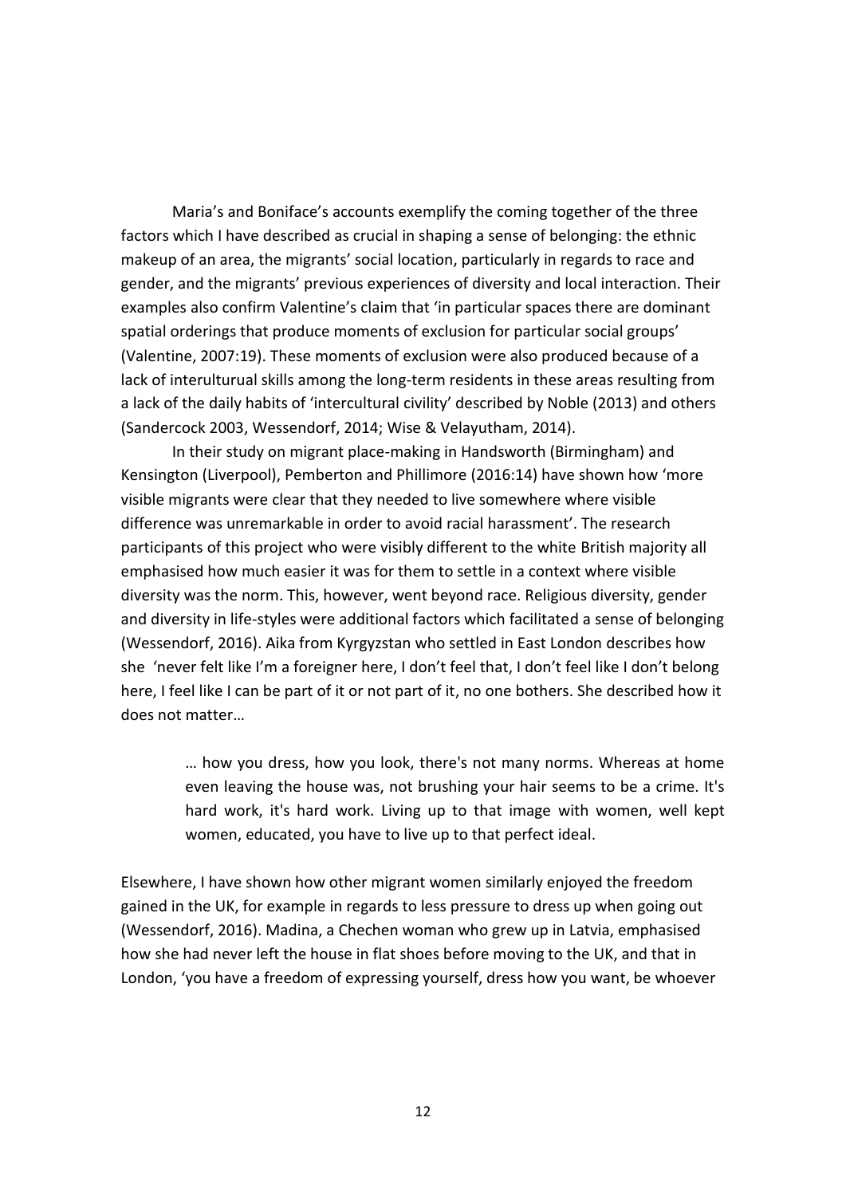Maria's and Boniface's accounts exemplify the coming together of the three factors which I have described as crucial in shaping a sense of belonging: the ethnic makeup of an area, the migrants' social location, particularly in regards to race and gender, and the migrants' previous experiences of diversity and local interaction. Their examples also confirm Valentine's claim that 'in particular spaces there are dominant spatial orderings that produce moments of exclusion for particular social groups' (Valentine, 2007:19). These moments of exclusion were also produced because of a lack of interulturual skills among the long-term residents in these areas resulting from a lack of the daily habits of 'intercultural civility' described by Noble (2013) and others (Sandercock 2003, Wessendorf, 2014; Wise & Velayutham, 2014).

In their study on migrant place-making in Handsworth (Birmingham) and Kensington (Liverpool), Pemberton and Phillimore (2016:14) have shown how 'more visible migrants were clear that they needed to live somewhere where visible difference was unremarkable in order to avoid racial harassment'. The research participants of this project who were visibly different to the white British majority all emphasised how much easier it was for them to settle in a context where visible diversity was the norm. This, however, went beyond race. Religious diversity, gender and diversity in life-styles were additional factors which facilitated a sense of belonging (Wessendorf, 2016). Aika from Kyrgyzstan who settled in East London describes how she 'never felt like I'm a foreigner here, I don't feel that, I don't feel like I don't belong here, I feel like I can be part of it or not part of it, no one bothers. She described how it does not matter…

> … how you dress, how you look, there's not many norms. Whereas at home even leaving the house was, not brushing your hair seems to be a crime. It's hard work, it's hard work. Living up to that image with women, well kept women, educated, you have to live up to that perfect ideal.

Elsewhere, I have shown how other migrant women similarly enjoyed the freedom gained in the UK, for example in regards to less pressure to dress up when going out (Wessendorf, 2016). Madina, a Chechen woman who grew up in Latvia, emphasised how she had never left the house in flat shoes before moving to the UK, and that in London, 'you have a freedom of expressing yourself, dress how you want, be whoever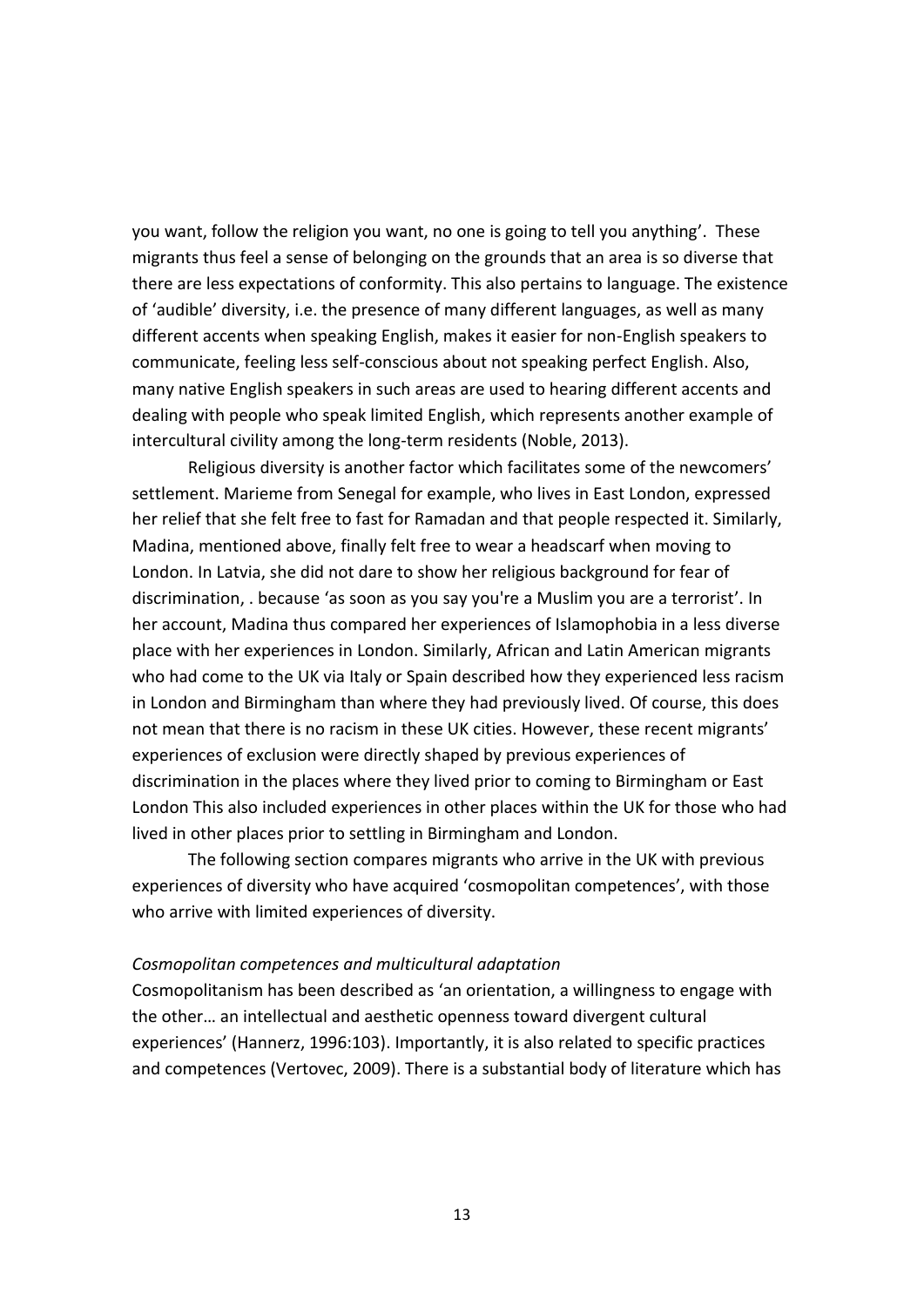you want, follow the religion you want, no one is going to tell you anything'. These migrants thus feel a sense of belonging on the grounds that an area is so diverse that there are less expectations of conformity. This also pertains to language. The existence of 'audible' diversity, i.e. the presence of many different languages, as well as many different accents when speaking English, makes it easier for non-English speakers to communicate, feeling less self-conscious about not speaking perfect English. Also, many native English speakers in such areas are used to hearing different accents and dealing with people who speak limited English, which represents another example of intercultural civility among the long-term residents (Noble, 2013).

Religious diversity is another factor which facilitates some of the newcomers' settlement. Marieme from Senegal for example, who lives in East London, expressed her relief that she felt free to fast for Ramadan and that people respected it. Similarly, Madina, mentioned above, finally felt free to wear a headscarf when moving to London. In Latvia, she did not dare to show her religious background for fear of discrimination, . because 'as soon as you say you're a Muslim you are a terrorist'. In her account, Madina thus compared her experiences of Islamophobia in a less diverse place with her experiences in London. Similarly, African and Latin American migrants who had come to the UK via Italy or Spain described how they experienced less racism in London and Birmingham than where they had previously lived. Of course, this does not mean that there is no racism in these UK cities. However, these recent migrants' experiences of exclusion were directly shaped by previous experiences of discrimination in the places where they lived prior to coming to Birmingham or East London This also included experiences in other places within the UK for those who had lived in other places prior to settling in Birmingham and London.

The following section compares migrants who arrive in the UK with previous experiences of diversity who have acquired 'cosmopolitan competences', with those who arrive with limited experiences of diversity.

*Cosmopolitan competences and multicultural adaptation*

Cosmopolitanism has been described as 'an orientation, a willingness to engage with the other… an intellectual and aesthetic openness toward divergent cultural experiences' (Hannerz, 1996:103). Importantly, it is also related to specific practices and competences (Vertovec, 2009). There is a substantial body of literature which has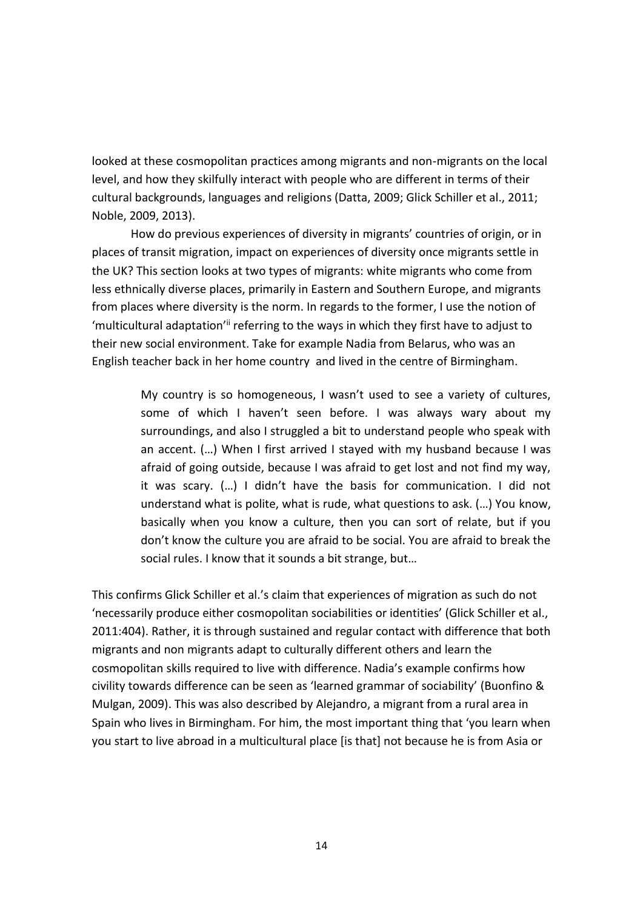looked at these cosmopolitan practices among migrants and non-migrants on the local level, and how they skilfully interact with people who are different in terms of their cultural backgrounds, languages and religions (Datta, 2009; Glick Schiller et al., 2011; Noble, 2009, 2013).

How do previous experiences of diversity in migrants' countries of origin, or in places of transit migration, impact on experiences of diversity once migrants settle in the UK? This section looks at two types of migrants: white migrants who come from less ethnically diverse places, primarily in Eastern and Southern Europe, and migrants from places where diversity is the norm. In regards to the former, I use the notion of 'multicultural adaptation'[ii] referring to the ways in which they first have to adjust to their new social environment. Take for example Nadia from Belarus, who was an English teacher back in her home country and lived in the centre of Birmingham.

> My country is so homogeneous, I wasn't used to see a variety of cultures, some of which I haven't seen before. I was always wary about my surroundings, and also I struggled a bit to understand people who speak with an accent. (…) When I first arrived I stayed with my husband because I was afraid of going outside, because I was afraid to get lost and not find my way, it was scary. (…) I didn't have the basis for communication. I did not understand what is polite, what is rude, what questions to ask. (…) You know, basically when you know a culture, then you can sort of relate, but if you don't know the culture you are afraid to be social. You are afraid to break the social rules. I know that it sounds a bit strange, but…

This confirms Glick Schiller et al.'s claim that experiences of migration as such do not 'necessarily produce either cosmopolitan sociabilities or identities' (Glick Schiller et al., 2011:404). Rather, it is through sustained and regular contact with difference that both migrants and non migrants adapt to culturally different others and learn the cosmopolitan skills required to live with difference. Nadia's example confirms how civility towards difference can be seen as 'learned grammar of sociability' (Buonfino & Mulgan, 2009). This was also described by Alejandro, a migrant from a rural area in Spain who lives in Birmingham. For him, the most important thing that 'you learn when you start to live abroad in a multicultural place [is that] not because he is from Asia or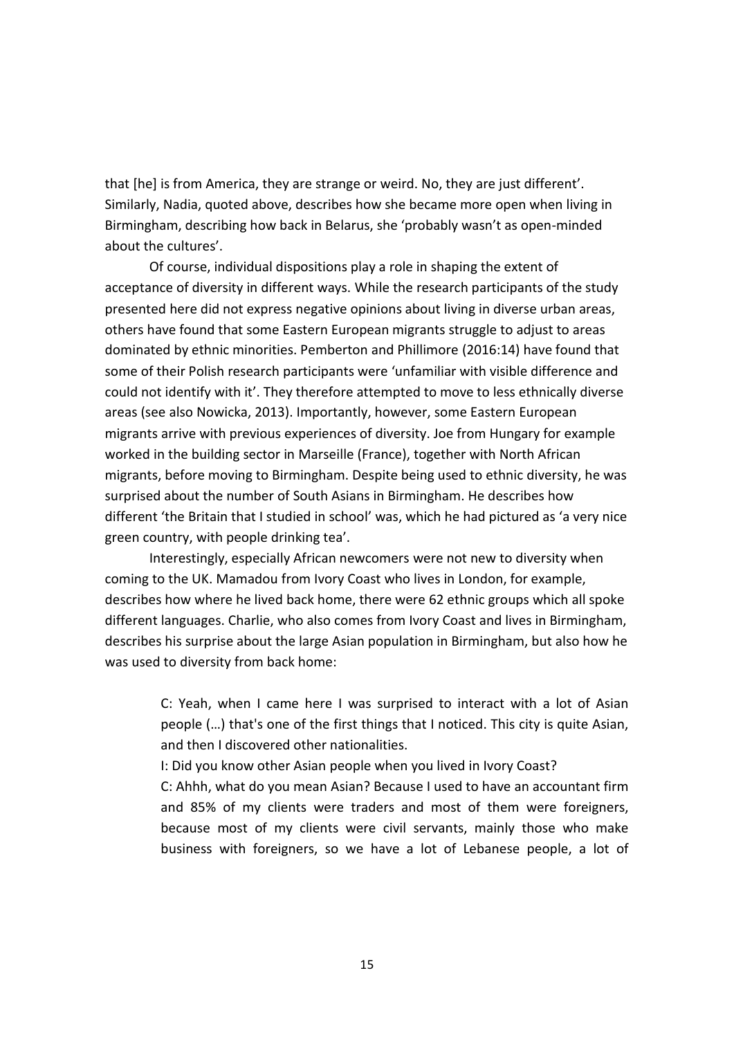that [he] is from America, they are strange or weird. No, they are just different'. Similarly, Nadia, quoted above, describes how she became more open when living in Birmingham, describing how back in Belarus, she 'probably wasn't as open-minded about the cultures'.

Of course, individual dispositions play a role in shaping the extent of acceptance of diversity in different ways. While the research participants of the study presented here did not express negative opinions about living in diverse urban areas, others have found that some Eastern European migrants struggle to adjust to areas dominated by ethnic minorities. Pemberton and Phillimore (2016:14) have found that some of their Polish research participants were 'unfamiliar with visible difference and could not identify with it'. They therefore attempted to move to less ethnically diverse areas (see also Nowicka, 2013). Importantly, however, some Eastern European migrants arrive with previous experiences of diversity. Joe from Hungary for example worked in the building sector in Marseille (France), together with North African migrants, before moving to Birmingham. Despite being used to ethnic diversity, he was surprised about the number of South Asians in Birmingham. He describes how different 'the Britain that I studied in school' was, which he had pictured as 'a very nice green country, with people drinking tea'.

Interestingly, especially African newcomers were not new to diversity when coming to the UK. Mamadou from Ivory Coast who lives in London, for example, describes how where he lived back home, there were 62 ethnic groups which all spoke different languages. Charlie, who also comes from Ivory Coast and lives in Birmingham, describes his surprise about the large Asian population in Birmingham, but also how he was used to diversity from back home:

> C: Yeah, when I came here I was surprised to interact with a lot of Asian people (…) that's one of the first things that I noticed. This city is quite Asian, and then I discovered other nationalities.
>
> I: Did you know other Asian people when you lived in Ivory Coast?
>
> C: Ahhh, what do you mean Asian? Because I used to have an accountant firm and 85% of my clients were traders and most of them were foreigners, because most of my clients were civil servants, mainly those who make business with foreigners, so we have a lot of Lebanese people, a lot of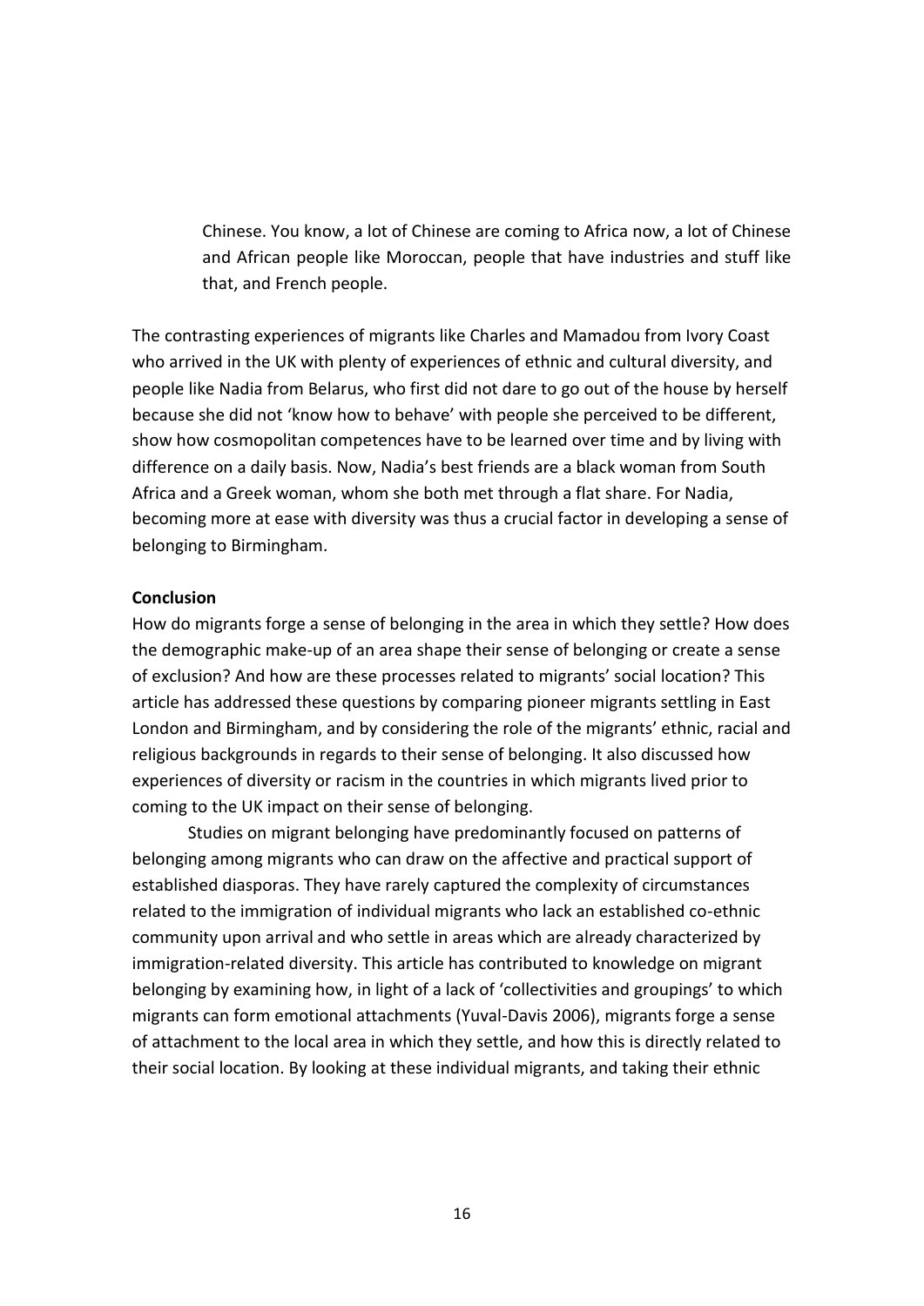> Chinese. You know, a lot of Chinese are coming to Africa now, a lot of Chinese and African people like Moroccan, people that have industries and stuff like that, and French people.

The contrasting experiences of migrants like Charles and Mamadou from Ivory Coast who arrived in the UK with plenty of experiences of ethnic and cultural diversity, and people like Nadia from Belarus, who first did not dare to go out of the house by herself because she did not 'know how to behave' with people she perceived to be different, show how cosmopolitan competences have to be learned over time and by living with difference on a daily basis. Now, Nadia's best friends are a black woman from South Africa and a Greek woman, whom she both met through a flat share. For Nadia, becoming more at ease with diversity was thus a crucial factor in developing a sense of belonging to Birmingham.

**Conclusion**

How do migrants forge a sense of belonging in the area in which they settle? How does the demographic make-up of an area shape their sense of belonging or create a sense of exclusion? And how are these processes related to migrants' social location? This article has addressed these questions by comparing pioneer migrants settling in East London and Birmingham, and by considering the role of the migrants' ethnic, racial and religious backgrounds in regards to their sense of belonging. It also discussed how experiences of diversity or racism in the countries in which migrants lived prior to coming to the UK impact on their sense of belonging.

Studies on migrant belonging have predominantly focused on patterns of belonging among migrants who can draw on the affective and practical support of established diasporas. They have rarely captured the complexity of circumstances related to the immigration of individual migrants who lack an established co-ethnic community upon arrival and who settle in areas which are already characterized by immigration-related diversity. This article has contributed to knowledge on migrant belonging by examining how, in light of a lack of 'collectivities and groupings' to which migrants can form emotional attachments (Yuval-Davis 2006), migrants forge a sense of attachment to the local area in which they settle, and how this is directly related to their social location. By looking at these individual migrants, and taking their ethnic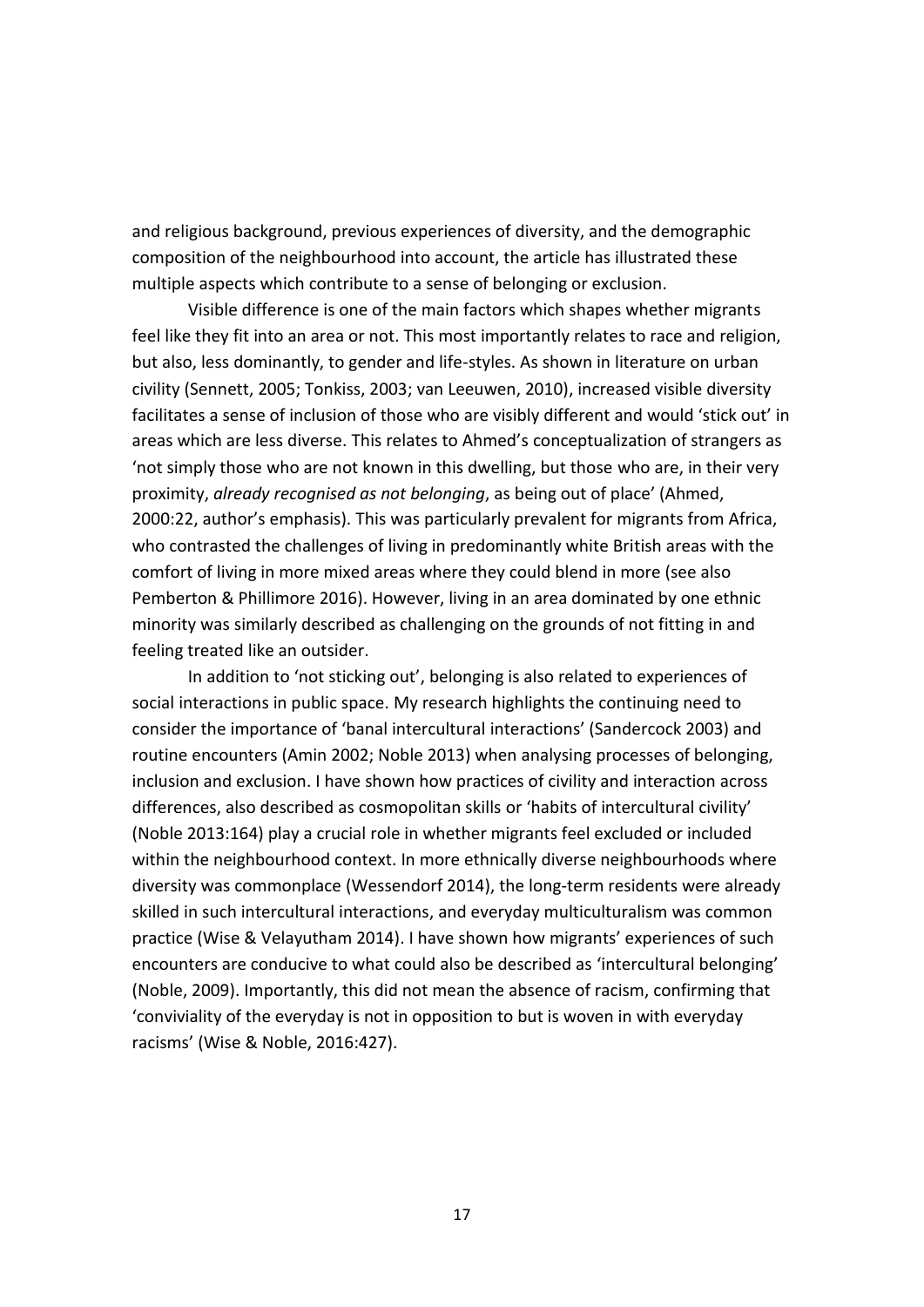and religious background, previous experiences of diversity, and the demographic composition of the neighbourhood into account, the article has illustrated these multiple aspects which contribute to a sense of belonging or exclusion.

Visible difference is one of the main factors which shapes whether migrants feel like they fit into an area or not. This most importantly relates to race and religion, but also, less dominantly, to gender and life-styles. As shown in literature on urban civility (Sennett, 2005; Tonkiss, 2003; van Leeuwen, 2010), increased visible diversity facilitates a sense of inclusion of those who are visibly different and would 'stick out' in areas which are less diverse. This relates to Ahmed's conceptualization of strangers as 'not simply those who are not known in this dwelling, but those who are, in their very proximity, *already recognised as not belonging*, as being out of place' (Ahmed, 2000:22, author's emphasis). This was particularly prevalent for migrants from Africa, who contrasted the challenges of living in predominantly white British areas with the comfort of living in more mixed areas where they could blend in more (see also Pemberton & Phillimore 2016). However, living in an area dominated by one ethnic minority was similarly described as challenging on the grounds of not fitting in and feeling treated like an outsider.

In addition to 'not sticking out', belonging is also related to experiences of social interactions in public space. My research highlights the continuing need to consider the importance of 'banal intercultural interactions' (Sandercock 2003) and routine encounters (Amin 2002; Noble 2013) when analysing processes of belonging, inclusion and exclusion. I have shown how practices of civility and interaction across differences, also described as cosmopolitan skills or 'habits of intercultural civility' (Noble 2013:164) play a crucial role in whether migrants feel excluded or included within the neighbourhood context. In more ethnically diverse neighbourhoods where diversity was commonplace (Wessendorf 2014), the long-term residents were already skilled in such intercultural interactions, and everyday multiculturalism was common practice (Wise & Velayutham 2014). I have shown how migrants' experiences of such encounters are conducive to what could also be described as 'intercultural belonging' (Noble, 2009). Importantly, this did not mean the absence of racism, confirming that 'conviviality of the everyday is not in opposition to but is woven in with everyday racisms' (Wise & Noble, 2016:427).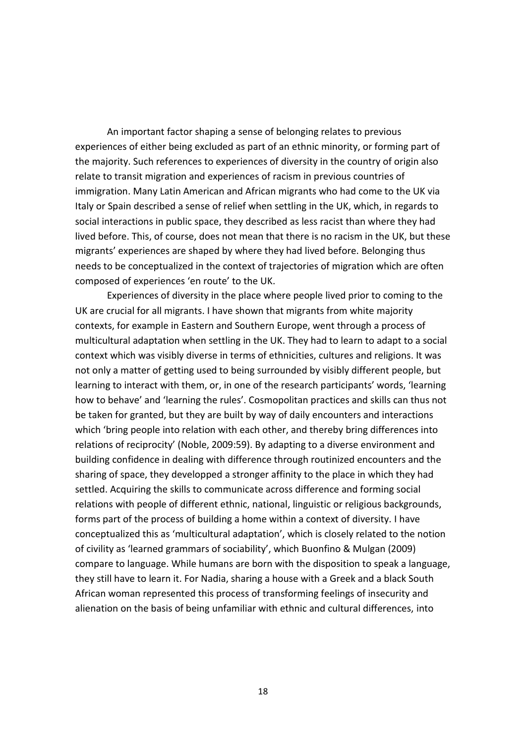An important factor shaping a sense of belonging relates to previous experiences of either being excluded as part of an ethnic minority, or forming part of the majority. Such references to experiences of diversity in the country of origin also relate to transit migration and experiences of racism in previous countries of immigration. Many Latin American and African migrants who had come to the UK via Italy or Spain described a sense of relief when settling in the UK, which, in regards to social interactions in public space, they described as less racist than where they had lived before. This, of course, does not mean that there is no racism in the UK, but these migrants' experiences are shaped by where they had lived before. Belonging thus needs to be conceptualized in the context of trajectories of migration which are often composed of experiences 'en route' to the UK.

Experiences of diversity in the place where people lived prior to coming to the UK are crucial for all migrants. I have shown that migrants from white majority contexts, for example in Eastern and Southern Europe, went through a process of multicultural adaptation when settling in the UK. They had to learn to adapt to a social context which was visibly diverse in terms of ethnicities, cultures and religions. It was not only a matter of getting used to being surrounded by visibly different people, but learning to interact with them, or, in one of the research participants' words, 'learning how to behave' and 'learning the rules'. Cosmopolitan practices and skills can thus not be taken for granted, but they are built by way of daily encounters and interactions which 'bring people into relation with each other, and thereby bring differences into relations of reciprocity' (Noble, 2009:59). By adapting to a diverse environment and building confidence in dealing with difference through routinized encounters and the sharing of space, they developped a stronger affinity to the place in which they had settled. Acquiring the skills to communicate across difference and forming social relations with people of different ethnic, national, linguistic or religious backgrounds, forms part of the process of building a home within a context of diversity. I have conceptualized this as 'multicultural adaptation', which is closely related to the notion of civility as 'learned grammars of sociability', which Buonfino & Mulgan (2009) compare to language. While humans are born with the disposition to speak a language, they still have to learn it. For Nadia, sharing a house with a Greek and a black South African woman represented this process of transforming feelings of insecurity and alienation on the basis of being unfamiliar with ethnic and cultural differences, into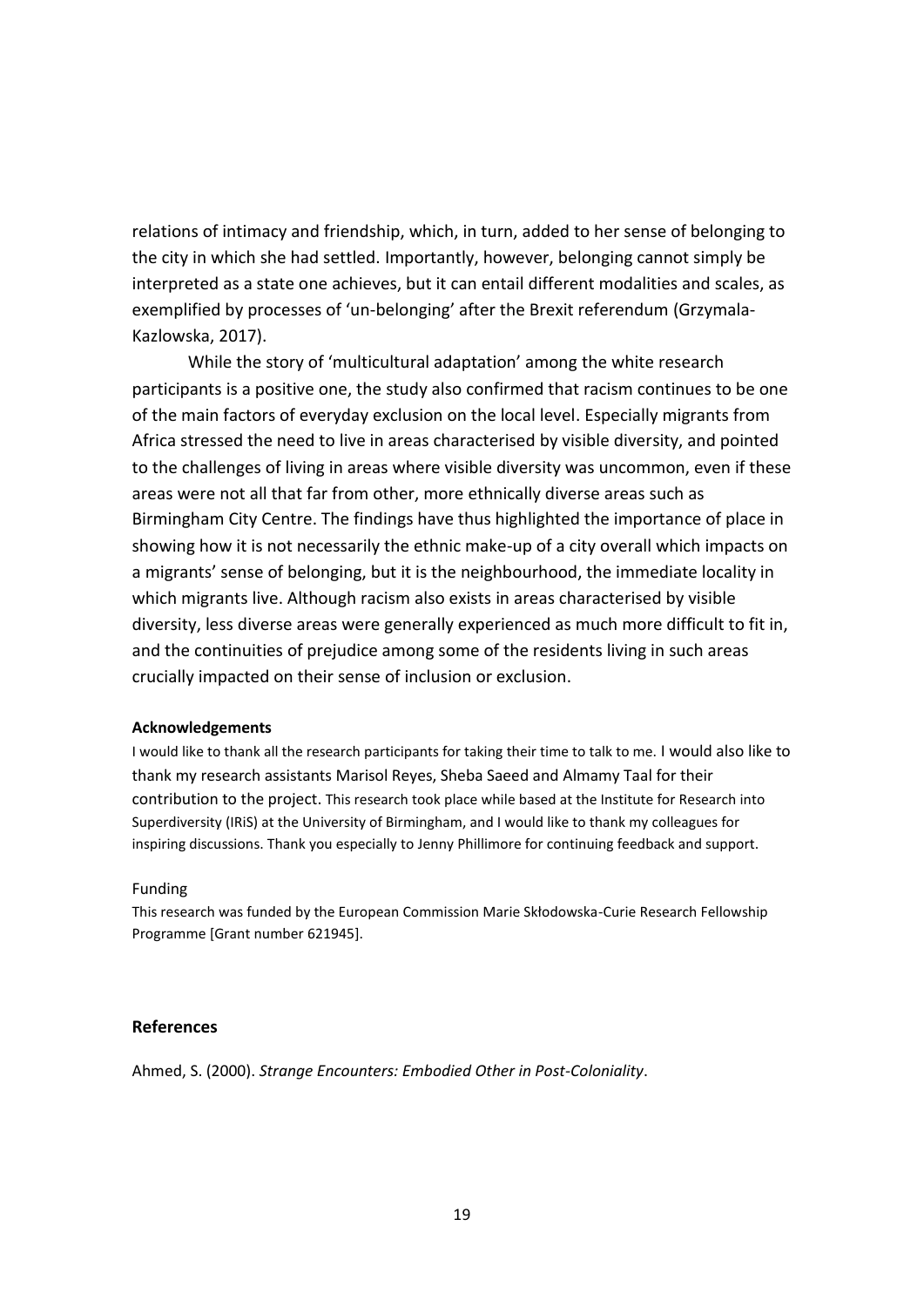relations of intimacy and friendship, which, in turn, added to her sense of belonging to the city in which she had settled. Importantly, however, belonging cannot simply be interpreted as a state one achieves, but it can entail different modalities and scales, as exemplified by processes of 'un-belonging' after the Brexit referendum (Grzymala-Kazlowska, 2017).

While the story of 'multicultural adaptation' among the white research participants is a positive one, the study also confirmed that racism continues to be one of the main factors of everyday exclusion on the local level. Especially migrants from Africa stressed the need to live in areas characterised by visible diversity, and pointed to the challenges of living in areas where visible diversity was uncommon, even if these areas were not all that far from other, more ethnically diverse areas such as Birmingham City Centre. The findings have thus highlighted the importance of place in showing how it is not necessarily the ethnic make-up of a city overall which impacts on a migrants' sense of belonging, but it is the neighbourhood, the immediate locality in which migrants live. Although racism also exists in areas characterised by visible diversity, less diverse areas were generally experienced as much more difficult to fit in, and the continuities of prejudice among some of the residents living in such areas crucially impacted on their sense of inclusion or exclusion.

**Acknowledgements**

I would like to thank all the research participants for taking their time to talk to me. I would also like to thank my research assistants Marisol Reyes, Sheba Saeed and Almamy Taal for their contribution to the project. This research took place while based at the Institute for Research into Superdiversity (IRiS) at the University of Birmingham, and I would like to thank my colleagues for inspiring discussions. Thank you especially to Jenny Phillimore for continuing feedback and support.

Funding

This research was funded by the European Commission Marie Skłodowska-Curie Research Fellowship Programme [Grant number 621945].

## References

Ahmed, S. (2000). *Strange Encounters: Embodied Other in Post-Coloniality*.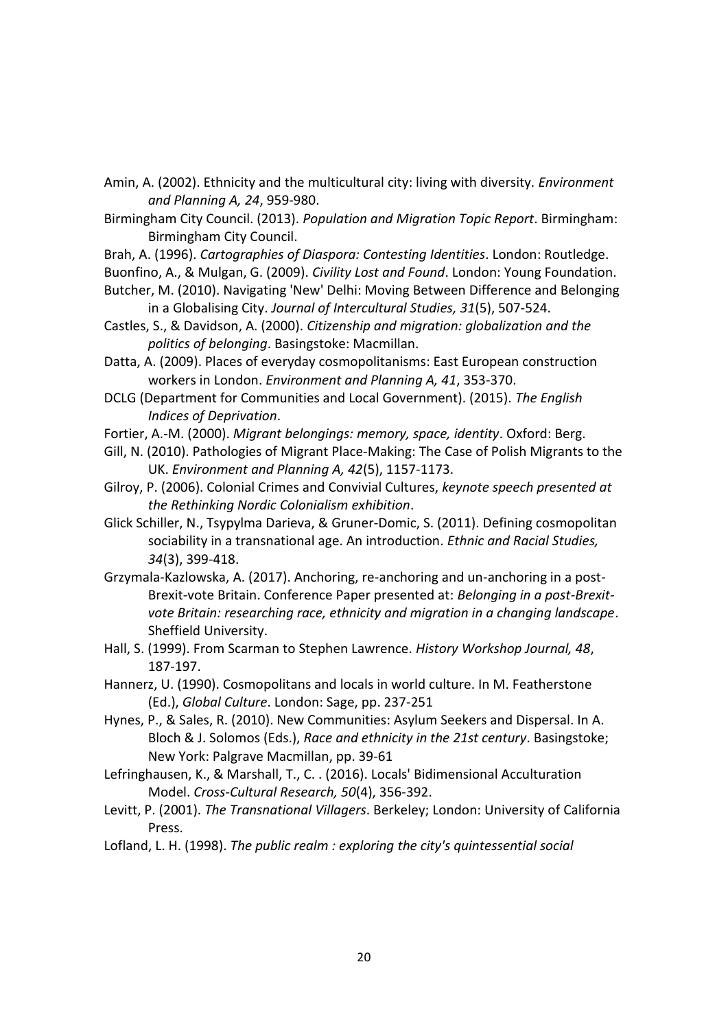Amin, A. (2002). Ethnicity and the multicultural city: living with diversity. *Environment and Planning A, 24*, 959-980.

Birmingham City Council. (2013). *Population and Migration Topic Report*. Birmingham: Birmingham City Council.

Brah, A. (1996). *Cartographies of Diaspora: Contesting Identities*. London: Routledge.

Buonfino, A., & Mulgan, G. (2009). *Civility Lost and Found*. London: Young Foundation.

Butcher, M. (2010). Navigating 'New' Delhi: Moving Between Difference and Belonging in a Globalising City. *Journal of Intercultural Studies, 31*(5), 507-524.

Castles, S., & Davidson, A. (2000). *Citizenship and migration: globalization and the politics of belonging*. Basingstoke: Macmillan.

Datta, A. (2009). Places of everyday cosmopolitanisms: East European construction workers in London. *Environment and Planning A, 41*, 353-370.

DCLG (Department for Communities and Local Government). (2015). *The English Indices of Deprivation*.

Fortier, A.-M. (2000). *Migrant belongings: memory, space, identity*. Oxford: Berg.

Gill, N. (2010). Pathologies of Migrant Place-Making: The Case of Polish Migrants to the UK. *Environment and Planning A, 42*(5), 1157-1173.

Gilroy, P. (2006). Colonial Crimes and Convivial Cultures, *keynote speech presented at the Rethinking Nordic Colonialism exhibition*.

Glick Schiller, N., Tsypylma Darieva, & Gruner-Domic, S. (2011). Defining cosmopolitan sociability in a transnational age. An introduction. *Ethnic and Racial Studies, 34*(3), 399-418.

Grzymala-Kazlowska, A. (2017). Anchoring, re-anchoring and un-anchoring in a post-Brexit-vote Britain. Conference Paper presented at: *Belonging in a post-Brexit-vote Britain: researching race, ethnicity and migration in a changing landscape*. Sheffield University.

Hall, S. (1999). From Scarman to Stephen Lawrence. *History Workshop Journal, 48*, 187-197.

Hannerz, U. (1990). Cosmopolitans and locals in world culture. In M. Featherstone (Ed.), *Global Culture*. London: Sage, pp. 237-251

Hynes, P., & Sales, R. (2010). New Communities: Asylum Seekers and Dispersal. In A. Bloch & J. Solomos (Eds.), *Race and ethnicity in the 21st century*. Basingstoke; New York: Palgrave Macmillan, pp. 39-61

Lefringhausen, K., & Marshall, T., C. . (2016). Locals' Bidimensional Acculturation Model. *Cross-Cultural Research, 50*(4), 356-392.

Levitt, P. (2001). *The Transnational Villagers*. Berkeley; London: University of California Press.

Lofland, L. H. (1998). *The public realm : exploring the city's quintessential social*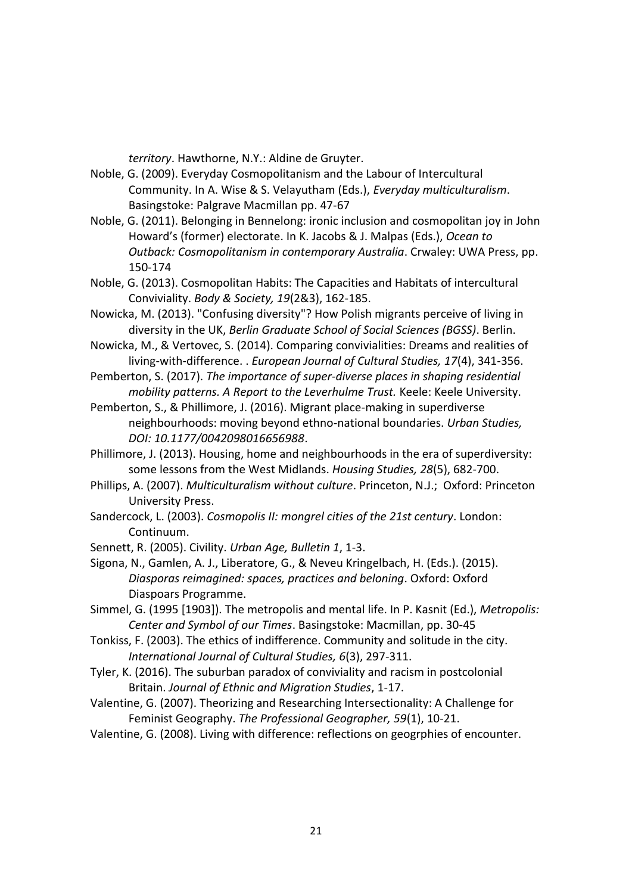*territory*. Hawthorne, N.Y.: Aldine de Gruyter.

Noble, G. (2009). Everyday Cosmopolitanism and the Labour of Intercultural Community. In A. Wise & S. Velayutham (Eds.), *Everyday multiculturalism*. Basingstoke: Palgrave Macmillan pp. 47-67

Noble, G. (2011). Belonging in Bennelong: ironic inclusion and cosmopolitan joy in John Howard's (former) electorate. In K. Jacobs & J. Malpas (Eds.), *Ocean to Outback: Cosmopolitanism in contemporary Australia*. Crwaley: UWA Press, pp. 150-174

Noble, G. (2013). Cosmopolitan Habits: The Capacities and Habitats of intercultural Conviviality. *Body & Society, 19*(2&3), 162-185.

Nowicka, M. (2013). "Confusing diversity"? How Polish migrants perceive of living in diversity in the UK, *Berlin Graduate School of Social Sciences (BGSS)*. Berlin.

Nowicka, M., & Vertovec, S. (2014). Comparing convivialities: Dreams and realities of living-with-difference. . *European Journal of Cultural Studies, 17*(4), 341-356.

Pemberton, S. (2017). *The importance of super-diverse places in shaping residential mobility patterns. A Report to the Leverhulme Trust.* Keele: Keele University.

Pemberton, S., & Phillimore, J. (2016). Migrant place-making in superdiverse neighbourhoods: moving beyond ethno-national boundaries. *Urban Studies, DOI: 10.1177/0042098016656988*.

Phillimore, J. (2013). Housing, home and neighbourhoods in the era of superdiversity: some lessons from the West Midlands. *Housing Studies, 28*(5), 682-700.

Phillips, A. (2007). *Multiculturalism without culture*. Princeton, N.J.; Oxford: Princeton University Press.

Sandercock, L. (2003). *Cosmopolis II: mongrel cities of the 21st century*. London: Continuum.

Sennett, R. (2005). Civility. *Urban Age, Bulletin 1*, 1-3.

Sigona, N., Gamlen, A. J., Liberatore, G., & Neveu Kringelbach, H. (Eds.). (2015). *Diasporas reimagined: spaces, practices and beloning*. Oxford: Oxford Diaspoars Programme.

Simmel, G. (1995 [1903]). The metropolis and mental life. In P. Kasnit (Ed.), *Metropolis: Center and Symbol of our Times*. Basingstoke: Macmillan, pp. 30-45

Tonkiss, F. (2003). The ethics of indifference. Community and solitude in the city. *International Journal of Cultural Studies, 6*(3), 297-311.

Tyler, K. (2016). The suburban paradox of conviviality and racism in postcolonial Britain. *Journal of Ethnic and Migration Studies*, 1-17.

Valentine, G. (2007). Theorizing and Researching Intersectionality: A Challenge for Feminist Geography. *The Professional Geographer, 59*(1), 10-21.

Valentine, G. (2008). Living with difference: reflections on geogrphies of encounter.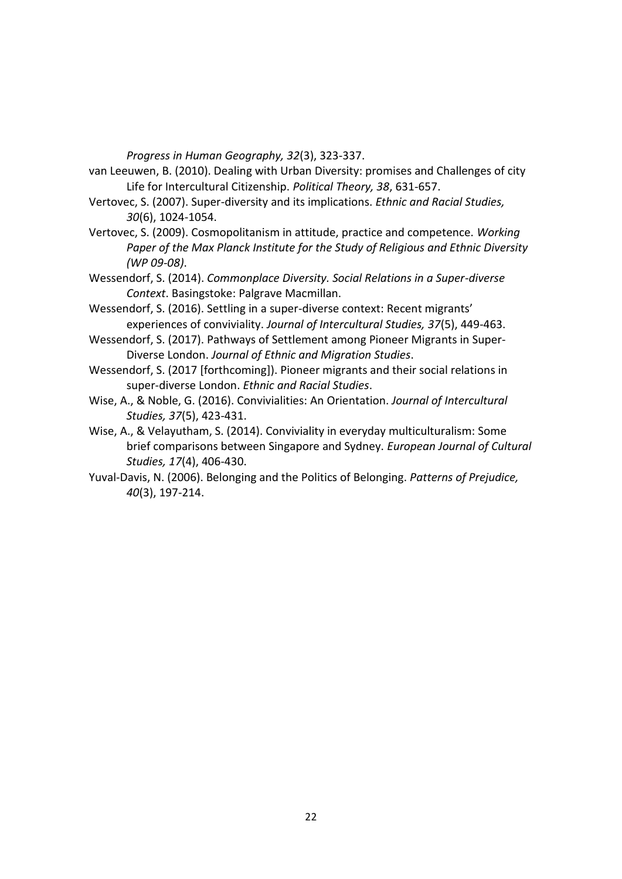*Progress in Human Geography, 32*(3), 323-337.

van Leeuwen, B. (2010). Dealing with Urban Diversity: promises and Challenges of city Life for Intercultural Citizenship. *Political Theory, 38*, 631-657.

Vertovec, S. (2007). Super-diversity and its implications. *Ethnic and Racial Studies, 30*(6), 1024-1054.

Vertovec, S. (2009). Cosmopolitanism in attitude, practice and competence. *Working Paper of the Max Planck Institute for the Study of Religious and Ethnic Diversity (WP 09-08)*.

Wessendorf, S. (2014). *Commonplace Diversity. Social Relations in a Super-diverse Context*. Basingstoke: Palgrave Macmillan.

Wessendorf, S. (2016). Settling in a super-diverse context: Recent migrants' experiences of conviviality. *Journal of Intercultural Studies, 37*(5), 449-463.

Wessendorf, S. (2017). Pathways of Settlement among Pioneer Migrants in Super-Diverse London. *Journal of Ethnic and Migration Studies*.

Wessendorf, S. (2017 [forthcoming]). Pioneer migrants and their social relations in super-diverse London. *Ethnic and Racial Studies*.

Wise, A., & Noble, G. (2016). Convivialities: An Orientation. *Journal of Intercultural Studies, 37*(5), 423-431.

Wise, A., & Velayutham, S. (2014). Conviviality in everyday multiculturalism: Some brief comparisons between Singapore and Sydney. *European Journal of Cultural Studies, 17*(4), 406-430.

Yuval-Davis, N. (2006). Belonging and the Politics of Belonging. *Patterns of Prejudice, 40*(3), 197-214.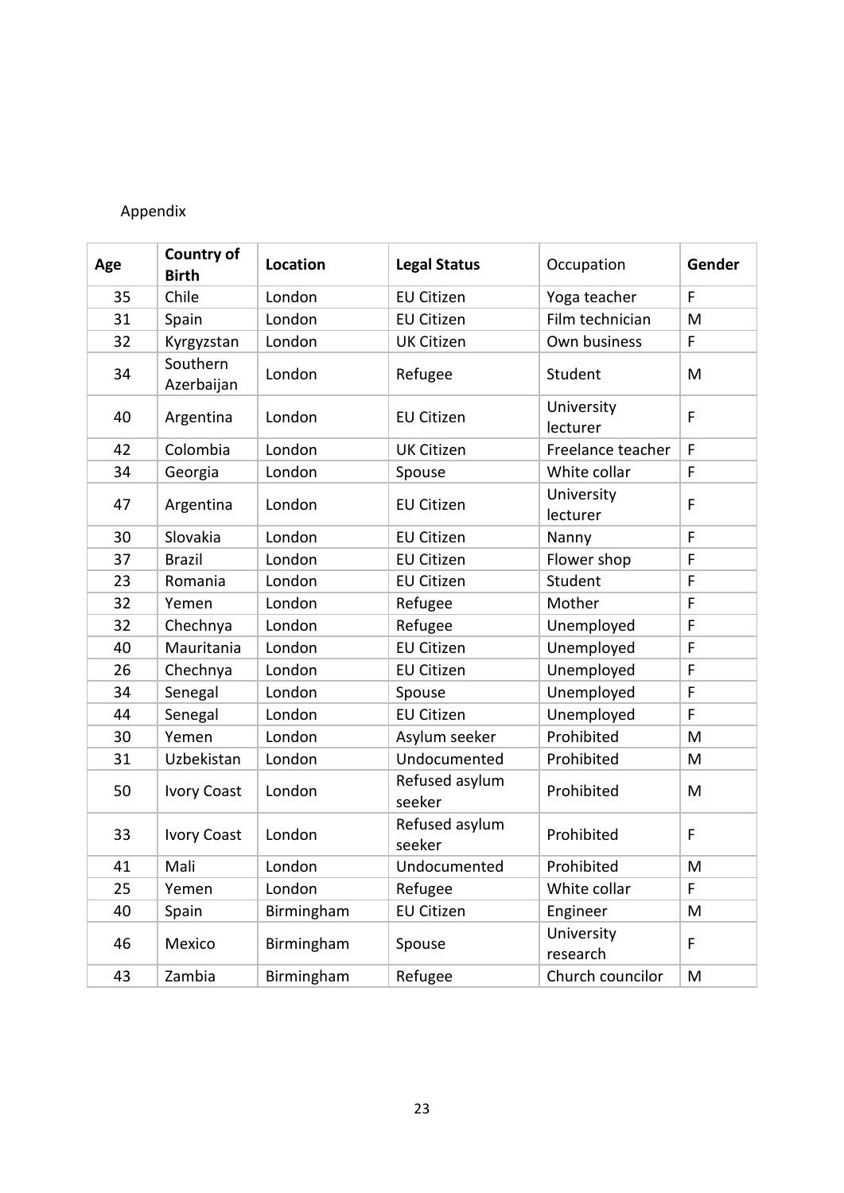Appendix

| Age | Country of Birth | Location | Legal Status | Occupation | Gender |
|---|---|---|---|---|---|
| 35 | Chile | London | EU Citizen | Yoga teacher | F |
| 31 | Spain | London | EU Citizen | Film technician | M |
| 32 | Kyrgyzstan | London | UK Citizen | Own business | F |
| 34 | Southern Azerbaijan | London | Refugee | Student | M |
| 40 | Argentina | London | EU Citizen | University lecturer | F |
| 42 | Colombia | London | UK Citizen | Freelance teacher | F |
| 34 | Georgia | London | Spouse | White collar | F |
| 47 | Argentina | London | EU Citizen | University lecturer | F |
| 30 | Slovakia | London | EU Citizen | Nanny | F |
| 37 | Brazil | London | EU Citizen | Flower shop | F |
| 23 | Romania | London | EU Citizen | Student | F |
| 32 | Yemen | London | Refugee | Mother | F |
| 32 | Chechnya | London | Refugee | Unemployed | F |
| 40 | Mauritania | London | EU Citizen | Unemployed | F |
| 26 | Chechnya | London | EU Citizen | Unemployed | F |
| 34 | Senegal | London | Spouse | Unemployed | F |
| 44 | Senegal | London | EU Citizen | Unemployed | F |
| 30 | Yemen | London | Asylum seeker | Prohibited | M |
| 31 | Uzbekistan | London | Undocumented | Prohibited | M |
| 50 | Ivory Coast | London | Refused asylum seeker | Prohibited | M |
| 33 | Ivory Coast | London | Refused asylum seeker | Prohibited | F |
| 41 | Mali | London | Undocumented | Prohibited | M |
| 25 | Yemen | London | Refugee | White collar | F |
| 40 | Spain | Birmingham | EU Citizen | Engineer | M |
| 46 | Mexico | Birmingham | Spouse | University research | F |
| 43 | Zambia | Birmingham | Refugee | Church councilor | M |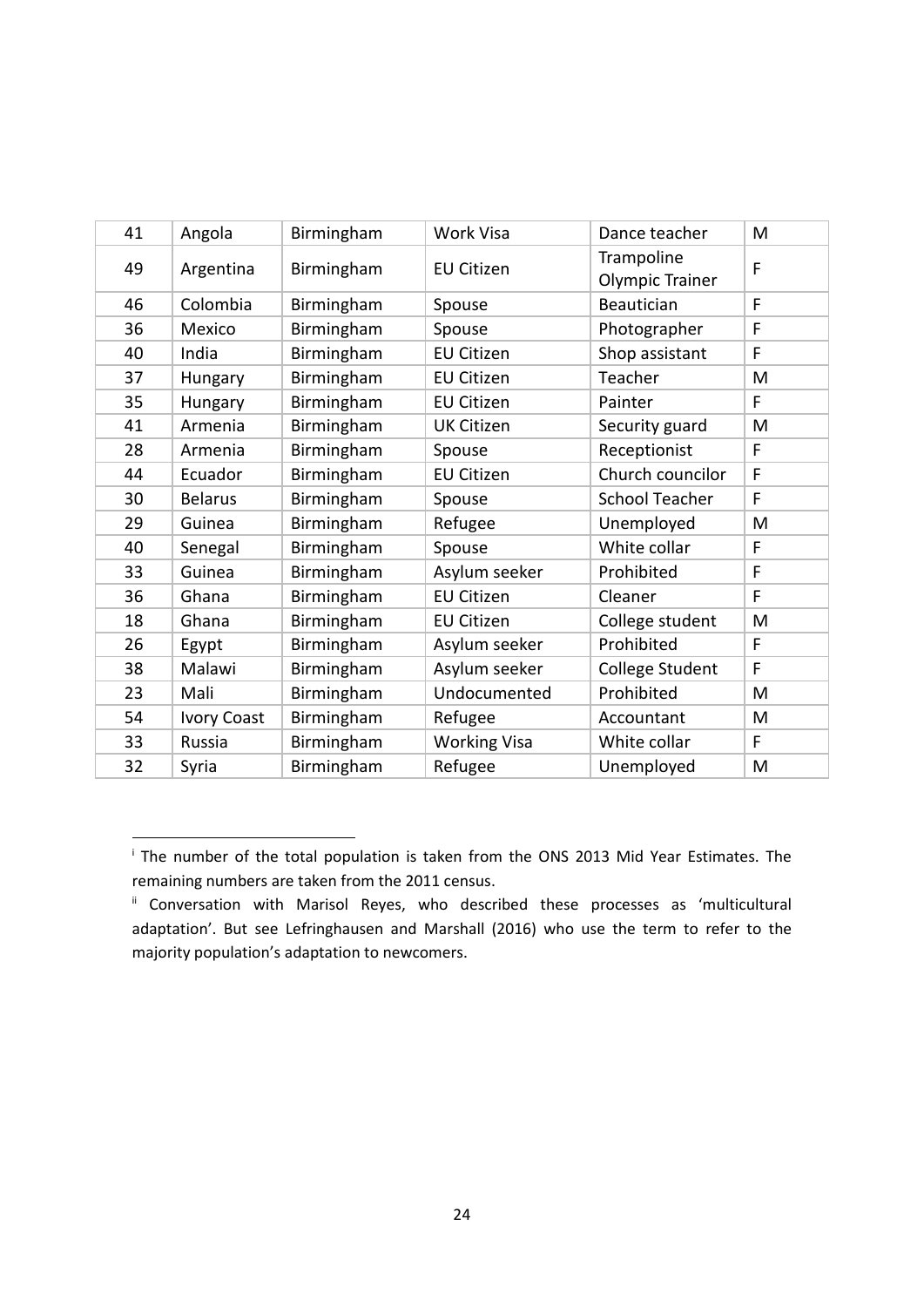| | | | | | |
|---|---|---|---|---|---|
| 41 | Angola | Birmingham | Work Visa | Dance teacher | M |
| 49 | Argentina | Birmingham | EU Citizen | Trampoline Olympic Trainer | F |
| 46 | Colombia | Birmingham | Spouse | Beautician | F |
| 36 | Mexico | Birmingham | Spouse | Photographer | F |
| 40 | India | Birmingham | EU Citizen | Shop assistant | F |
| 37 | Hungary | Birmingham | EU Citizen | Teacher | M |
| 35 | Hungary | Birmingham | EU Citizen | Painter | F |
| 41 | Armenia | Birmingham | UK Citizen | Security guard | M |
| 28 | Armenia | Birmingham | Spouse | Receptionist | F |
| 44 | Ecuador | Birmingham | EU Citizen | Church councilor | F |
| 30 | Belarus | Birmingham | Spouse | School Teacher | F |
| 29 | Guinea | Birmingham | Refugee | Unemployed | M |
| 40 | Senegal | Birmingham | Spouse | White collar | F |
| 33 | Guinea | Birmingham | Asylum seeker | Prohibited | F |
| 36 | Ghana | Birmingham | EU Citizen | Cleaner | F |
| 18 | Ghana | Birmingham | EU Citizen | College student | M |
| 26 | Egypt | Birmingham | Asylum seeker | Prohibited | F |
| 38 | Malawi | Birmingham | Asylum seeker | College Student | F |
| 23 | Mali | Birmingham | Undocumented | Prohibited | M |
| 54 | Ivory Coast | Birmingham | Refugee | Accountant | M |
| 33 | Russia | Birmingham | Working Visa | White collar | F |
| 32 | Syria | Birmingham | Refugee | Unemployed | M |

[i] The number of the total population is taken from the ONS 2013 Mid Year Estimates. The remaining numbers are taken from the 2011 census.

[ii] Conversation with Marisol Reyes, who described these processes as 'multicultural adaptation'. But see Lefringhausen and Marshall (2016) who use the term to refer to the majority population's adaptation to newcomers.